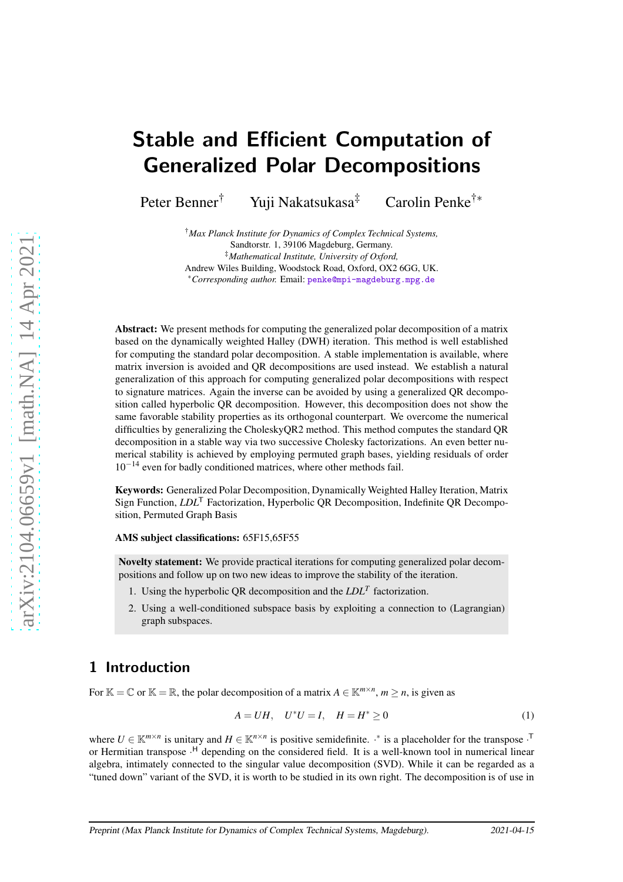# Stable and Efficient Computation of Generalized Polar Decompositions

Peter Benner[†] Yuji Nakatsukasa[‡] Carolin Penke[†*]

[†] *Max Planck Institute for Dynamics of Complex Technical Systems,*
Sandtorstr. 1, 39106 Magdeburg, Germany.
[‡] *Mathematical Institute, University of Oxford,*
Andrew Wiles Building, Woodstock Road, Oxford, OX2 6GG, UK.
[*] *Corresponding author.* Email: penke@mpi-magdeburg.mpg.de

**Abstract:** We present methods for computing the generalized polar decomposition of a matrix based on the dynamically weighted Halley (DWH) iteration. This method is well established for computing the standard polar decomposition. A stable implementation is available, where matrix inversion is avoided and QR decompositions are used instead. We establish a natural generalization of this approach for computing generalized polar decompositions with respect to signature matrices. Again the inverse can be avoided by using a generalized QR decomposition called hyperbolic QR decomposition. However, this decomposition does not show the same favorable stability properties as its orthogonal counterpart. We overcome the numerical difficulties by generalizing the CholeskyQR2 method. This method computes the standard QR decomposition in a stable way via two successive Cholesky factorizations. An even better numerical stability is achieved by employing permuted graph bases, yielding residuals of order $10^{-14}$ even for badly conditioned matrices, where other methods fail.

**Keywords:** Generalized Polar Decomposition, Dynamically Weighted Halley Iteration, Matrix Sign Function, $LDL^{\mathsf{T}}$ Factorization, Hyperbolic QR Decomposition, Indefinite QR Decomposition, Permuted Graph Basis

**AMS subject classifications:** 65F15,65F55

**Novelty statement:** We provide practical iterations for computing generalized polar decompositions and follow up on two new ideas to improve the stability of the iteration.

1. Using the hyperbolic QR decomposition and the $LDL^T$ factorization.
2. Using a well-conditioned subspace basis by exploiting a connection to (Lagrangian) graph subspaces.

## 1 Introduction

For $\mathbb{K} = \mathbb{C}$ or $\mathbb{K} = \mathbb{R}$, the polar decomposition of a matrix $A \in \mathbb{K}^{m \times n}$, $m \geq n$, is given as

$$A = UH, \quad U^*U = I, \quad H = H^* \geq 0 \tag{1}$$

where $U \in \mathbb{K}^{m \times n}$ is unitary and $H \in \mathbb{K}^{n \times n}$ is positive semidefinite. $\cdot^*$ is a placeholder for the transpose $\cdot^{\mathsf{T}}$ or Hermitian transpose $\cdot^{\mathsf{H}}$ depending on the considered field. It is a well-known tool in numerical linear algebra, intimately connected to the singular value decomposition (SVD). While it can be regarded as a "tuned down" variant of the SVD, it is worth to be studied in its own right. The decomposition is of use in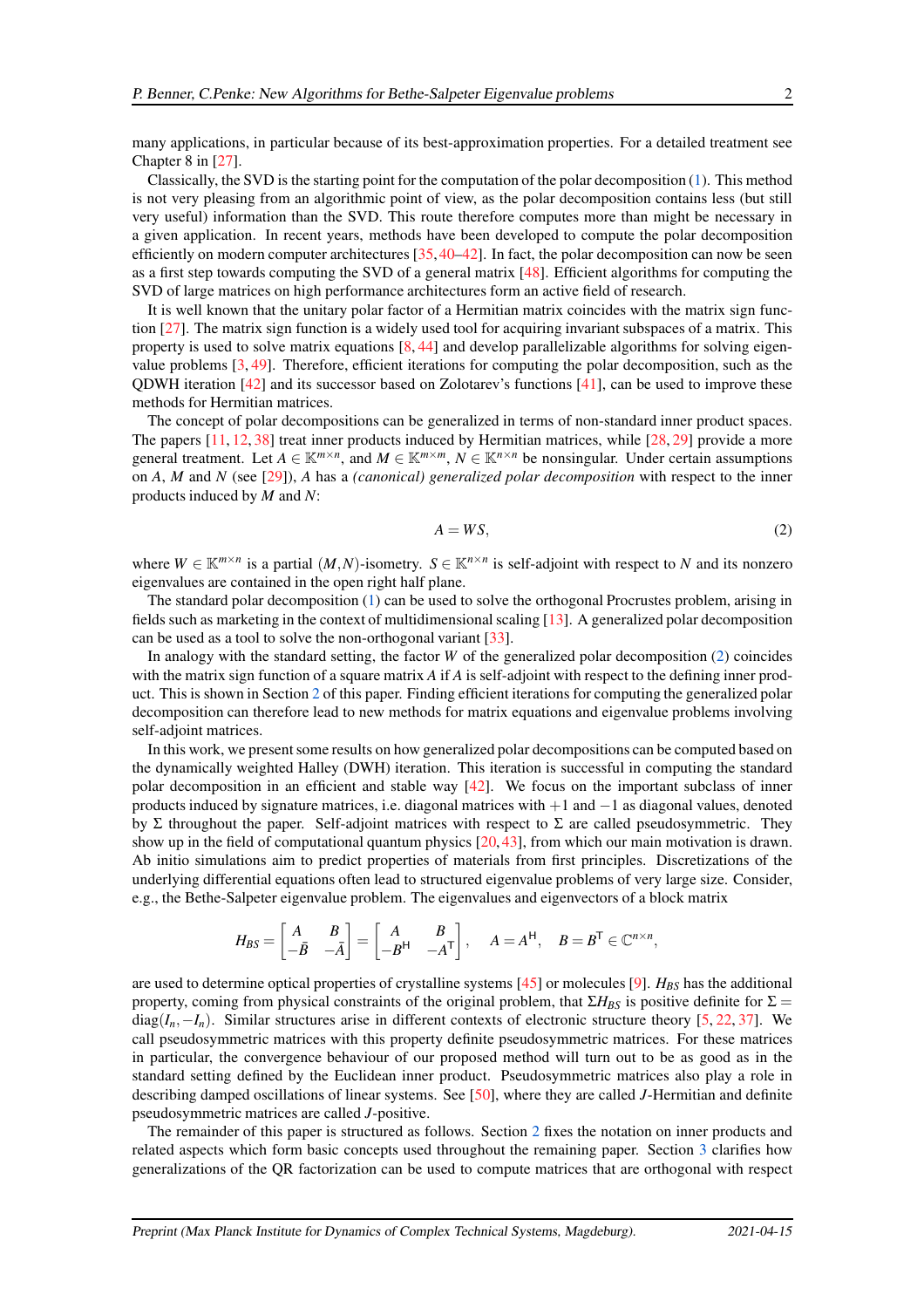many applications, in particular because of its best-approximation properties. For a detailed treatment see Chapter 8 in [27].

Classically, the SVD is the starting point for the computation of the polar decomposition (1). This method is not very pleasing from an algorithmic point of view, as the polar decomposition contains less (but still very useful) information than the SVD. This route therefore computes more than might be necessary in a given application. In recent years, methods have been developed to compute the polar decomposition efficiently on modern computer architectures [35, 40–42]. In fact, the polar decomposition can now be seen as a first step towards computing the SVD of a general matrix [48]. Efficient algorithms for computing the SVD of large matrices on high performance architectures form an active field of research.

It is well known that the unitary polar factor of a Hermitian matrix coincides with the matrix sign function [27]. The matrix sign function is a widely used tool for acquiring invariant subspaces of a matrix. This property is used to solve matrix equations [8, 44] and develop parallelizable algorithms for solving eigenvalue problems [3, 49]. Therefore, efficient iterations for computing the polar decomposition, such as the QDWH iteration [42] and its successor based on Zolotarev's functions [41], can be used to improve these methods for Hermitian matrices.

The concept of polar decompositions can be generalized in terms of non-standard inner product spaces. The papers [11, 12, 38] treat inner products induced by Hermitian matrices, while [28, 29] provide a more general treatment. Let $A \in \mathbb{K}^{m\times n}$, and $M \in \mathbb{K}^{m\times m}$, $N \in \mathbb{K}^{n\times n}$ be nonsingular. Under certain assumptions on $A$, $M$ and $N$ (see [29]), $A$ has a *(canonical) generalized polar decomposition* with respect to the inner products induced by $M$ and $N$:

$$A = WS, \tag{2}$$

where $W \in \mathbb{K}^{m\times n}$ is a partial $(M,N)$-isometry. $S \in \mathbb{K}^{n\times n}$ is self-adjoint with respect to $N$ and its nonzero eigenvalues are contained in the open right half plane.

The standard polar decomposition (1) can be used to solve the orthogonal Procrustes problem, arising in fields such as marketing in the context of multidimensional scaling [13]. A generalized polar decomposition can be used as a tool to solve the non-orthogonal variant [33].

In analogy with the standard setting, the factor $W$ of the generalized polar decomposition (2) coincides with the matrix sign function of a square matrix $A$ if $A$ is self-adjoint with respect to the defining inner product. This is shown in Section 2 of this paper. Finding efficient iterations for computing the generalized polar decomposition can therefore lead to new methods for matrix equations and eigenvalue problems involving self-adjoint matrices.

In this work, we present some results on how generalized polar decompositions can be computed based on the dynamically weighted Halley (DWH) iteration. This iteration is successful in computing the standard polar decomposition in an efficient and stable way [42]. We focus on the important subclass of inner products induced by signature matrices, i.e. diagonal matrices with $+1$ and $-1$ as diagonal values, denoted by $\Sigma$ throughout the paper. Self-adjoint matrices with respect to $\Sigma$ are called pseudosymmetric. They show up in the field of computational quantum physics [20, 43], from which our main motivation is drawn. Ab initio simulations aim to predict properties of materials from first principles. Discretizations of the underlying differential equations often lead to structured eigenvalue problems of very large size. Consider, e.g., the Bethe-Salpeter eigenvalue problem. The eigenvalues and eigenvectors of a block matrix

$$H_{BS} = \begin{bmatrix} A & B \\ -\bar{B} & -\bar{A} \end{bmatrix} = \begin{bmatrix} A & B \\ -B^{\mathsf{H}} & -A^{\mathsf{T}} \end{bmatrix}, \quad A = A^{\mathsf{H}}, \quad B = B^{\mathsf{T}} \in \mathbb{C}^{n\times n},$$

are used to determine optical properties of crystalline systems [45] or molecules [9]. $H_{BS}$ has the additional property, coming from physical constraints of the original problem, that $\Sigma H_{BS}$ is positive definite for $\Sigma = \operatorname{diag}(I_n, -I_n)$. Similar structures arise in different contexts of electronic structure theory [5, 22, 37]. We call pseudosymmetric matrices with this property definite pseudosymmetric matrices. For these matrices in particular, the convergence behaviour of our proposed method will turn out to be as good as in the standard setting defined by the Euclidean inner product. Pseudosymmetric matrices also play a role in describing damped oscillations of linear systems. See [50], where they are called $J$-Hermitian and definite pseudosymmetric matrices are called $J$-positive.

The remainder of this paper is structured as follows. Section 2 fixes the notation on inner products and related aspects which form basic concepts used throughout the remaining paper. Section 3 clarifies how generalizations of the QR factorization can be used to compute matrices that are orthogonal with respect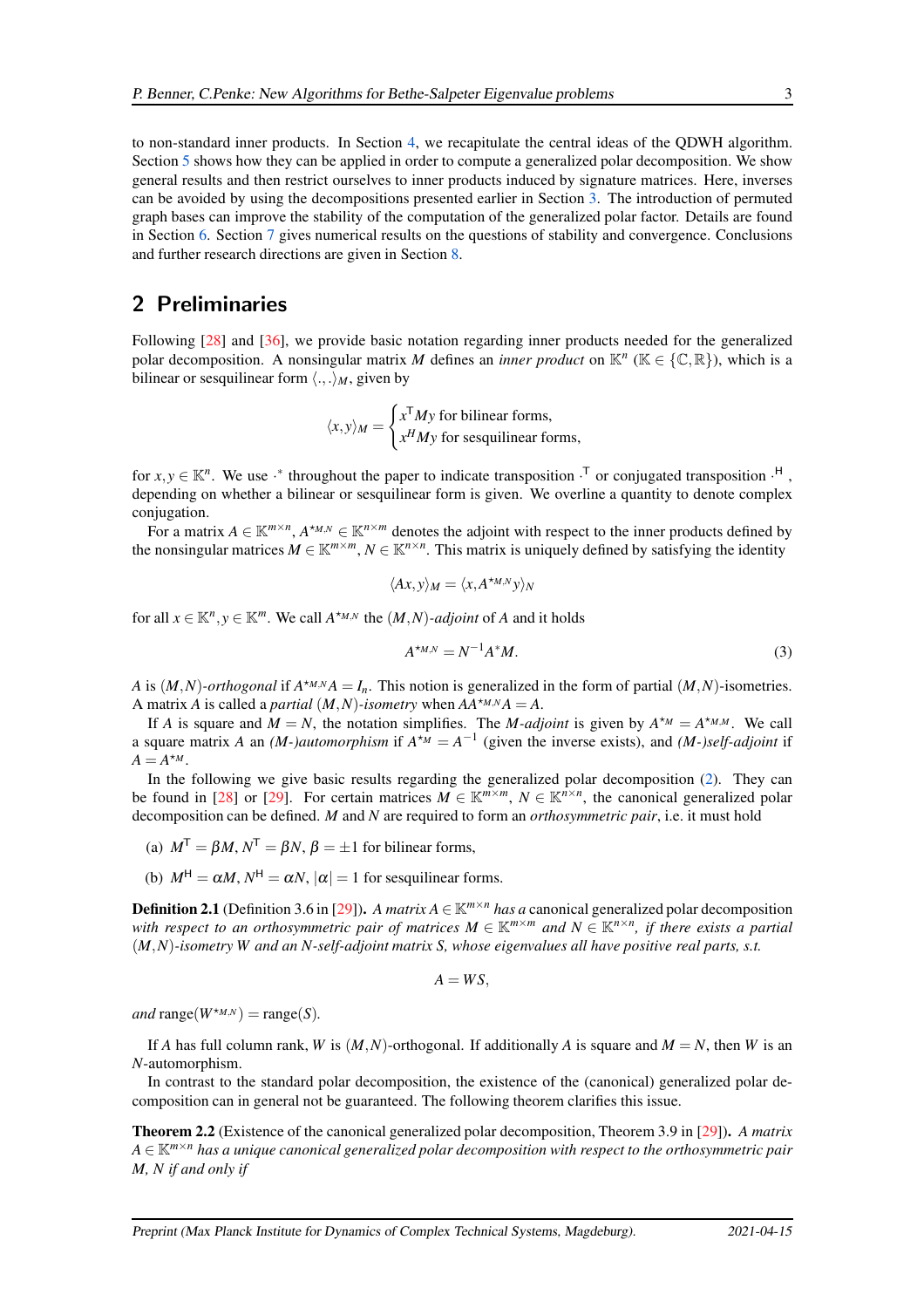to non-standard inner products. In Section 4, we recapitulate the central ideas of the QDWH algorithm. Section 5 shows how they can be applied in order to compute a generalized polar decomposition. We show general results and then restrict ourselves to inner products induced by signature matrices. Here, inverses can be avoided by using the decompositions presented earlier in Section 3. The introduction of permuted graph bases can improve the stability of the computation of the generalized polar factor. Details are found in Section 6. Section 7 gives numerical results on the questions of stability and convergence. Conclusions and further research directions are given in Section 8.

## 2 Preliminaries

Following [28] and [36], we provide basic notation regarding inner products needed for the generalized polar decomposition. A nonsingular matrix $M$ defines an *inner product* on $\mathbb{K}^n$ ($\mathbb{K} \in \{\mathbb{C}, \mathbb{R}\}$), which is a bilinear or sesquilinear form $\langle .,. \rangle_M$, given by

$$\langle x, y \rangle_M = \begin{cases} x^{\mathsf{T}} M y \text{ for bilinear forms,} \\ x^{H} M y \text{ for sesquilinear forms,} \end{cases}$$

for $x, y \in \mathbb{K}^n$. We use $\cdot^*$ throughout the paper to indicate transposition $\cdot^{\mathsf{T}}$ or conjugated transposition $\cdot^{\mathsf{H}}$, depending on whether a bilinear or sesquilinear form is given. We overline a quantity to denote complex conjugation.

For a matrix $A \in \mathbb{K}^{m \times n}$, $A^{\star_{M,N}} \in \mathbb{K}^{n \times m}$ denotes the adjoint with respect to the inner products defined by the nonsingular matrices $M \in \mathbb{K}^{m \times m}$, $N \in \mathbb{K}^{n \times n}$. This matrix is uniquely defined by satisfying the identity

$$\langle Ax, y \rangle_M = \langle x, A^{\star_{M,N}} y \rangle_N$$

for all $x \in \mathbb{K}^n, y \in \mathbb{K}^m$. We call $A^{\star_{M,N}}$ the *$(M,N)$-adjoint* of $A$ and it holds

$$A^{\star_{M,N}} = N^{-1} A^* M. \tag{3}$$

$A$ is *$(M,N)$-orthogonal* if $A^{\star_{M,N}} A = I_n$. This notion is generalized in the form of partial $(M,N)$-isometries. A matrix $A$ is called a *partial $(M,N)$-isometry* when $AA^{\star_{M,N}} A = A$.

If $A$ is square and $M = N$, the notation simplifies. The *$M$-adjoint* is given by $A^{\star_M} = A^{\star_{M,M}}$. We call a square matrix $A$ an *(M-)automorphism* if $A^{\star_M} = A^{-1}$ (given the inverse exists), and *(M-)self-adjoint* if $A = A^{\star_M}$.

In the following we give basic results regarding the generalized polar decomposition (2). They can be found in [28] or [29]. For certain matrices $M \in \mathbb{K}^{m \times m}$, $N \in \mathbb{K}^{n \times n}$, the canonical generalized polar decomposition can be defined. $M$ and $N$ are required to form an *orthosymmetric pair*, i.e. it must hold

(a) $M^{\mathsf{T}} = \beta M$, $N^{\mathsf{T}} = \beta N$, $\beta = \pm 1$ for bilinear forms,

(b) $M^{\mathsf{H}} = \alpha M$, $N^{\mathsf{H}} = \alpha N$, $|\alpha| = 1$ for sesquilinear forms.

**Definition 2.1** (Definition 3.6 in [29]). *A matrix $A \in \mathbb{K}^{m \times n}$ has a* canonical generalized polar decomposition *with respect to an orthosymmetric pair of matrices $M \in \mathbb{K}^{m \times m}$ and $N \in \mathbb{K}^{n \times n}$, if there exists a partial $(M,N)$-isometry $W$ and an $N$-self-adjoint matrix $S$, whose eigenvalues all have positive real parts, s.t.*

$$A = WS,$$

*and* $\operatorname{range}(W^{\star_{M,N}}) = \operatorname{range}(S)$.

If $A$ has full column rank, $W$ is $(M,N)$-orthogonal. If additionally $A$ is square and $M = N$, then $W$ is an $N$-automorphism.

In contrast to the standard polar decomposition, the existence of the (canonical) generalized polar decomposition can in general not be guaranteed. The following theorem clarifies this issue.

**Theorem 2.2** (Existence of the canonical generalized polar decomposition, Theorem 3.9 in [29]). *A matrix $A \in \mathbb{K}^{m \times n}$ has a unique canonical generalized polar decomposition with respect to the orthosymmetric pair $M$, $N$ if and only if*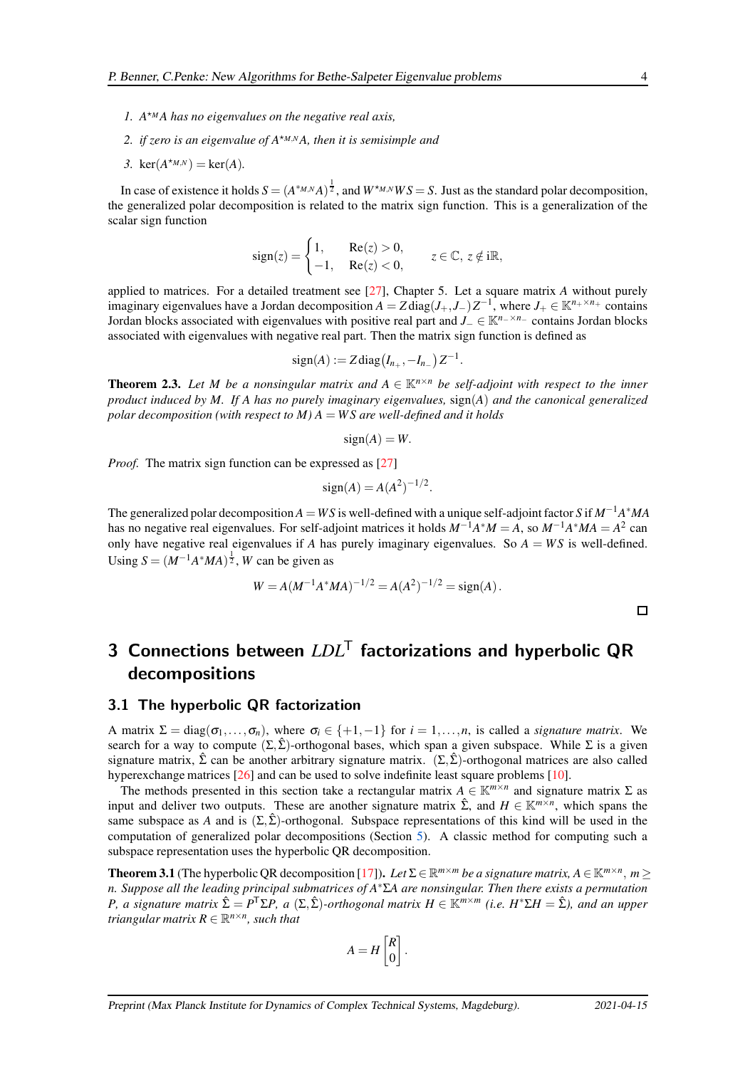1. *$A^{\star_M}A$ has no eigenvalues on the negative real axis,*
2. *if zero is an eigenvalue of $A^{\star_{M,N}}A$, then it is semisimple and*
3. *$\ker(A^{\star_{M,N}}) = \ker(A)$.*

In case of existence it holds $S = (A^{\star_{M,N}}A)^{\frac{1}{2}}$, and $W^{\star_{M,N}}WS = S$. Just as the standard polar decomposition, the generalized polar decomposition is related to the matrix sign function. This is a generalization of the scalar sign function

$$\operatorname{sign}(z) = \begin{cases} 1, & \operatorname{Re}(z) > 0, \\ -1, & \operatorname{Re}(z) < 0, \end{cases} \qquad z \in \mathbb{C},\ z \notin \mathrm{i}\mathbb{R},$$

applied to matrices. For a detailed treatment see [27], Chapter 5. Let a square matrix $A$ without purely imaginary eigenvalues have a Jordan decomposition $A = Z\operatorname{diag}(J_+, J_-)Z^{-1}$, where $J_+ \in \mathbb{K}^{n_+ \times n_+}$ contains Jordan blocks associated with eigenvalues with positive real part and $J_- \in \mathbb{K}^{n_- \times n_-}$ contains Jordan blocks associated with eigenvalues with negative real part. Then the matrix sign function is defined as

$$\operatorname{sign}(A) := Z\operatorname{diag}\big(I_{n_+}, -I_{n_-}\big)Z^{-1}.$$

**Theorem 2.3.** *Let $M$ be a nonsingular matrix and $A \in \mathbb{K}^{n \times n}$ be self-adjoint with respect to the inner product induced by $M$. If $A$ has no purely imaginary eigenvalues,* $\operatorname{sign}(A)$ *and the canonical generalized polar decomposition (with respect to $M$) $A = WS$ are well-defined and it holds*

$$\operatorname{sign}(A) = W.$$

*Proof.* The matrix sign function can be expressed as [27]

$$\operatorname{sign}(A) = A(A^2)^{-1/2}.$$

The generalized polar decomposition $A = WS$ is well-defined with a unique self-adjoint factor $S$ if $M^{-1}A^*MA$ has no negative real eigenvalues. For self-adjoint matrices it holds $M^{-1}A^*M = A$, so $M^{-1}A^*MA = A^2$ can only have negative real eigenvalues if $A$ has purely imaginary eigenvalues. So $A = WS$ is well-defined. Using $S = (M^{-1}A^*MA)^{\frac{1}{2}}$, $W$ can be given as

$$W = A(M^{-1}A^*MA)^{-1/2} = A(A^2)^{-1/2} = \operatorname{sign}(A).$$

□

# 3 Connections between $LDL^\mathsf{T}$ factorizations and hyperbolic QR decompositions

## 3.1 The hyperbolic QR factorization

A matrix $\Sigma = \operatorname{diag}(\sigma_1, \ldots, \sigma_n)$, where $\sigma_i \in \{+1, -1\}$ for $i = 1, \ldots, n$, is called a *signature matrix*. We search for a way to compute $(\Sigma, \hat{\Sigma})$-orthogonal bases, which span a given subspace. While $\Sigma$ is a given signature matrix, $\hat{\Sigma}$ can be another arbitrary signature matrix. $(\Sigma, \hat{\Sigma})$-orthogonal matrices are also called hyperexchange matrices [26] and can be used to solve indefinite least square problems [10].

The methods presented in this section take a rectangular matrix $A \in \mathbb{K}^{m \times n}$ and signature matrix $\Sigma$ as input and deliver two outputs. These are another signature matrix $\hat{\Sigma}$, and $H \in \mathbb{K}^{m \times n}$, which spans the same subspace as $A$ and is $(\Sigma, \hat{\Sigma})$-orthogonal. Subspace representations of this kind will be used in the computation of generalized polar decompositions (Section 5). A classic method for computing such a subspace representation uses the hyperbolic QR decomposition.

**Theorem 3.1** (The hyperbolic QR decomposition [17])**.** *Let $\Sigma \in \mathbb{R}^{m \times m}$ be a signature matrix, $A \in \mathbb{K}^{m \times n}$, $m \geq n$. Suppose all the leading principal submatrices of $A^*\Sigma A$ are nonsingular. Then there exists a permutation $P$, a signature matrix $\hat{\Sigma} = P^\mathsf{T}\Sigma P$, a $(\Sigma, \hat{\Sigma})$-orthogonal matrix $H \in \mathbb{K}^{m \times m}$ (i.e. $H^*\Sigma H = \hat{\Sigma}$), and an upper triangular matrix $R \in \mathbb{R}^{n \times n}$, such that*

$$A = H\begin{bmatrix} R \\ 0 \end{bmatrix}.$$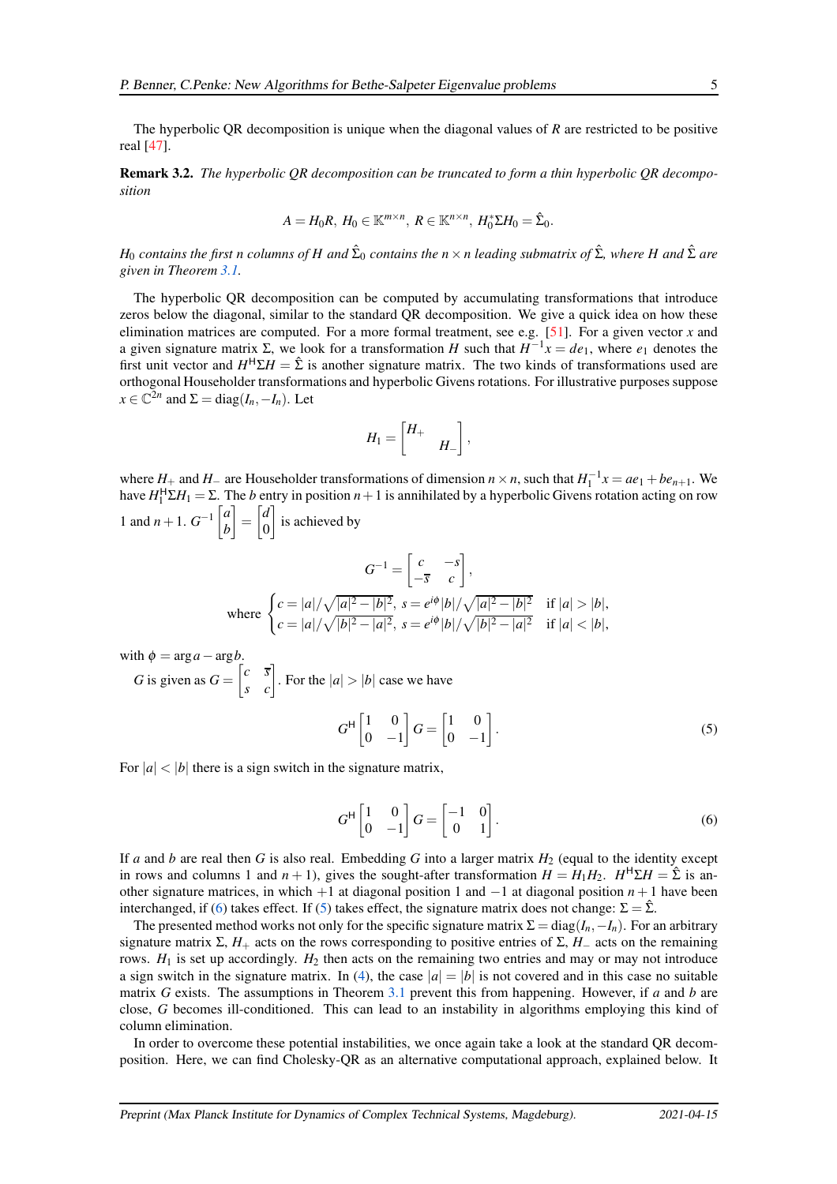The hyperbolic QR decomposition is unique when the diagonal values of $R$ are restricted to be positive real [47].

**Remark 3.2.** *The hyperbolic QR decomposition can be truncated to form a thin hyperbolic QR decomposition*

$$A = H_0 R,\ H_0 \in \mathbb{K}^{m\times n},\ R \in \mathbb{K}^{n\times n},\ H_0^* \Sigma H_0 = \hat{\Sigma}_0.$$

*$H_0$ contains the first $n$ columns of $H$ and $\hat{\Sigma}_0$ contains the $n\times n$ leading submatrix of $\hat{\Sigma}$, where $H$ and $\hat{\Sigma}$ are given in Theorem 3.1.*

The hyperbolic QR decomposition can be computed by accumulating transformations that introduce zeros below the diagonal, similar to the standard QR decomposition. We give a quick idea on how these elimination matrices are computed. For a more formal treatment, see e.g. [51]. For a given vector $x$ and a given signature matrix $\Sigma$, we look for a transformation $H$ such that $H^{-1}x = de_1$, where $e_1$ denotes the first unit vector and $H^{\mathsf{H}}\Sigma H = \hat{\Sigma}$ is another signature matrix. The two kinds of transformations used are orthogonal Householder transformations and hyperbolic Givens rotations. For illustrative purposes suppose $x \in \mathbb{C}^{2n}$ and $\Sigma = \operatorname{diag}(I_n, -I_n)$. Let

$$H_1 = \begin{bmatrix} H_+ & \\ & H_- \end{bmatrix},$$

where $H_+$ and $H_-$ are Householder transformations of dimension $n\times n$, such that $H_1^{-1}x = ae_1 + be_{n+1}$. We have $H_1^{\mathsf{H}}\Sigma H_1 = \Sigma$. The $b$ entry in position $n+1$ is annihilated by a hyperbolic Givens rotation acting on row 1 and $n+1$. $G^{-1}\begin{bmatrix} a \\ b \end{bmatrix} = \begin{bmatrix} d \\ 0 \end{bmatrix}$ is achieved by

$$G^{-1} = \begin{bmatrix} c & -s \\ -\overline{s} & c \end{bmatrix},$$

$$\text{where } \begin{cases} c = |a|/\sqrt{|a|^2 - |b|^2},\ s = e^{i\phi}|b|/\sqrt{|a|^2 - |b|^2} & \text{if } |a| > |b|, \\ c = |a|/\sqrt{|b|^2 - |a|^2},\ s = e^{i\phi}|b|/\sqrt{|b|^2 - |a|^2} & \text{if } |a| < |b|, \end{cases}$$

with $\phi = \arg a - \arg b$.

$G$ is given as $G = \begin{bmatrix} c & \overline{s} \\ s & c \end{bmatrix}$. For the $|a| > |b|$ case we have

$$G^{\mathsf{H}} \begin{bmatrix} 1 & 0 \\ 0 & -1 \end{bmatrix} G = \begin{bmatrix} 1 & 0 \\ 0 & -1 \end{bmatrix}. \tag{5}$$

For $|a| < |b|$ there is a sign switch in the signature matrix,

$$G^{\mathsf{H}} \begin{bmatrix} 1 & 0 \\ 0 & -1 \end{bmatrix} G = \begin{bmatrix} -1 & 0 \\ 0 & 1 \end{bmatrix}. \tag{6}$$

If $a$ and $b$ are real then $G$ is also real. Embedding $G$ into a larger matrix $H_2$ (equal to the identity except in rows and columns 1 and $n+1$), gives the sought-after transformation $H = H_1H_2$. $H^{\mathsf{H}}\Sigma H = \hat{\Sigma}$ is another signature matrices, in which $+1$ at diagonal position 1 and $-1$ at diagonal position $n+1$ have been interchanged, if (6) takes effect. If (5) takes effect, the signature matrix does not change: $\Sigma = \hat{\Sigma}$.

The presented method works not only for the specific signature matrix $\Sigma = \operatorname{diag}(I_n, -I_n)$. For an arbitrary signature matrix $\Sigma$, $H_+$ acts on the rows corresponding to positive entries of $\Sigma$, $H_-$ acts on the remaining rows. $H_1$ is set up accordingly. $H_2$ then acts on the remaining two entries and may or may not introduce a sign switch in the signature matrix. In (4), the case $|a| = |b|$ is not covered and in this case no suitable matrix $G$ exists. The assumptions in Theorem 3.1 prevent this from happening. However, if $a$ and $b$ are close, $G$ becomes ill-conditioned. This can lead to an instability in algorithms employing this kind of column elimination.

In order to overcome these potential instabilities, we once again take a look at the standard QR decomposition. Here, we can find Cholesky-QR as an alternative computational approach, explained below. It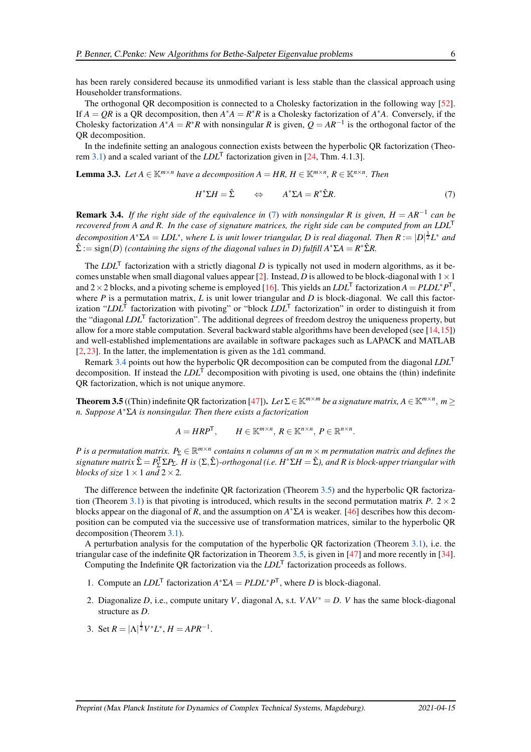has been rarely considered because its unmodified variant is less stable than the classical approach using Householder transformations.

The orthogonal QR decomposition is connected to a Cholesky factorization in the following way [52]. If $A = QR$ is a QR decomposition, then $A^*A = R^*R$ is a Cholesky factorization of $A^*A$. Conversely, if the Cholesky factorization $A^*A = R^*R$ with nonsingular $R$ is given, $Q = AR^{-1}$ is the orthogonal factor of the QR decomposition.

In the indefinite setting an analogous connection exists between the hyperbolic QR factorization (Theorem 3.1) and a scaled variant of the $LDL^\mathsf{T}$ factorization given in [24, Thm. 4.1.3].

**Lemma 3.3.** *Let $A \in \mathbb{K}^{m\times n}$ have a decomposition $A = HR$, $H \in \mathbb{K}^{m\times n}$, $R \in \mathbb{K}^{n\times n}$. Then*

$$H^*\Sigma H = \hat{\Sigma} \qquad \Leftrightarrow \qquad A^*\Sigma A = R^*\hat{\Sigma}R. \tag{7}$$

**Remark 3.4.** *If the right side of the equivalence in (7) with nonsingular $R$ is given, $H = AR^{-1}$ can be recovered from $A$ and $R$. In the case of signature matrices, the right side can be computed from an $LDL^\mathsf{T}$ decomposition $A^*\Sigma A = LDL^*$, where $L$ is unit lower triangular, $D$ is real diagonal. Then $R := |D|^{\frac{1}{2}}L^*$ and $\hat{\Sigma} := \operatorname{sign}(D)$ (containing the signs of the diagonal values in $D$) fulfill $A^*\Sigma A = R^*\hat{\Sigma}R$.*

The $LDL^\mathsf{T}$ factorization with a strictly diagonal $D$ is typically not used in modern algorithms, as it becomes unstable when small diagonal values appear [2]. Instead, $D$ is allowed to be block-diagonal with $1\times 1$ and $2\times 2$ blocks, and a pivoting scheme is employed [16]. This yields an $LDL^\mathsf{T}$ factorization $A = PLDL^*P^\mathsf{T}$, where $P$ is a permutation matrix, $L$ is unit lower triangular and $D$ is block-diagonal. We call this factorization "$LDL^\mathsf{T}$ factorization with pivoting" or "block $LDL^\mathsf{T}$ factorization" in order to distinguish it from the "diagonal $LDL^\mathsf{T}$ factorization". The additional degrees of freedom destroy the uniqueness property, but allow for a more stable computation. Several backward stable algorithms have been developed (see [14, 15]) and well-established implementations are available in software packages such as LAPACK and MATLAB [2, 23]. In the latter, the implementation is given as the `ldl` command.

Remark 3.4 points out how the hyperbolic QR decomposition can be computed from the diagonal $LDL^\mathsf{T}$ decomposition. If instead the $LDL^\mathsf{T}$ decomposition with pivoting is used, one obtains the (thin) indefinite QR factorization, which is not unique anymore.

**Theorem 3.5** ((Thin) indefinite QR factorization [47])**.** *Let $\Sigma \in \mathbb{K}^{m\times m}$ be a signature matrix, $A \in \mathbb{K}^{m\times n}$, $m \geq n$. Suppose $A^*\Sigma A$ is nonsingular. Then there exists a factorization*

$$A = HRP^\mathsf{T}, \qquad H \in \mathbb{K}^{m\times n},\ R \in \mathbb{K}^{n\times n},\ P \in \mathbb{R}^{n\times n}.$$

*$P$ is a permutation matrix. $P_\Sigma \in \mathbb{R}^{m\times n}$ contains $n$ columns of an $m\times m$ permutation matrix and defines the signature matrix $\hat{\Sigma} = P_\Sigma^\mathsf{T}\Sigma P_\Sigma$. $H$ is $(\Sigma, \hat{\Sigma})$-orthogonal (i.e. $H^*\Sigma H = \hat{\Sigma}$), and $R$ is block-upper triangular with blocks of size $1\times 1$ and $2\times 2$.*

The difference between the indefinite QR factorization (Theorem 3.5) and the hyperbolic QR factorization (Theorem 3.1) is that pivoting is introduced, which results in the second permutation matrix $P$. $2\times 2$ blocks appear on the diagonal of $R$, and the assumption on $A^*\Sigma A$ is weaker. [46] describes how this decomposition can be computed via the successive use of transformation matrices, similar to the hyperbolic QR decomposition (Theorem 3.1).

A perturbation analysis for the computation of the hyperbolic QR factorization (Theorem 3.1), i.e. the triangular case of the indefinite QR factorization in Theorem 3.5, is given in [47] and more recently in [34].

Computing the Indefinite QR factorization via the $LDL^\mathsf{T}$ factorization proceeds as follows.

1. Compute an $LDL^\mathsf{T}$ factorization $A^*\Sigma A = PLDL^*P^\mathsf{T}$, where $D$ is block-diagonal.
2. Diagonalize $D$, i.e., compute unitary $V$, diagonal $\Lambda$, s.t. $V\Lambda V^* = D$. $V$ has the same block-diagonal structure as $D$.
3. Set $R = |\Lambda|^{\frac{1}{2}}V^*L^*$, $H = APR^{-1}$.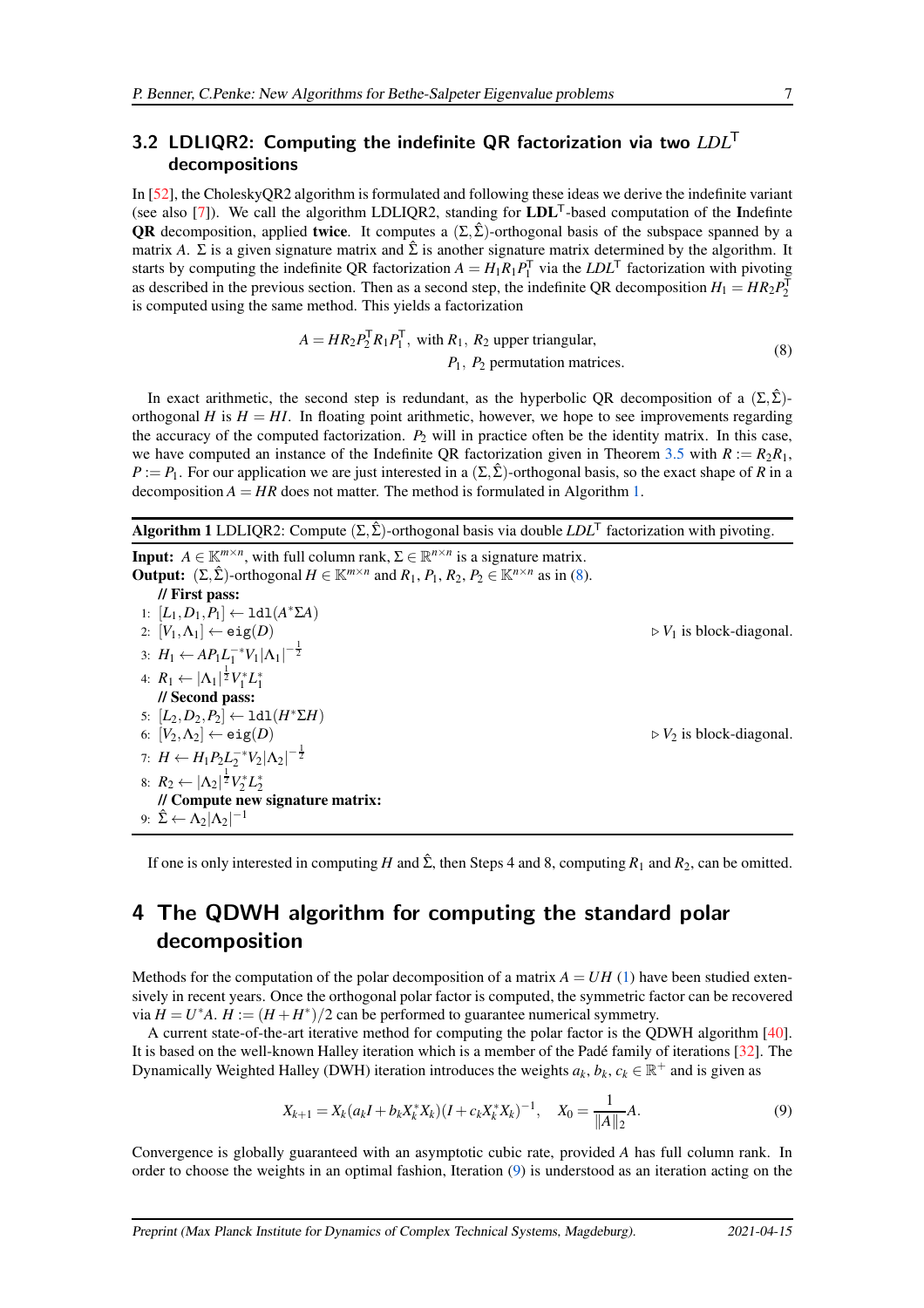### 3.2 LDLIQR2: Computing the indefinite QR factorization via two $LDL^\mathsf{T}$ decompositions

In [52], the CholeskyQR2 algorithm is formulated and following these ideas we derive the indefinite variant (see also [7]). We call the algorithm LDLIQR2, standing for **LDL**$^\mathsf{T}$-based computation of the **I**ndefinite **QR** decomposition, applied **twice**. It computes a $(\Sigma,\hat{\Sigma})$-orthogonal basis of the subspace spanned by a matrix $A$. $\Sigma$ is a given signature matrix and $\hat{\Sigma}$ is another signature matrix determined by the algorithm. It starts by computing the indefinite QR factorization $A = H_1 R_1 P_1^\mathsf{T}$ via the $LDL^\mathsf{T}$ factorization with pivoting as described in the previous section. Then as a second step, the indefinite QR decomposition $H_1 = HR_2P_2^\mathsf{T}$ is computed using the same method. This yields a factorization

$$
A = HR_2P_2^\mathsf{T}R_1P_1^\mathsf{T}, \text{ with } R_1,\ R_2 \text{ upper triangular, } P_1,\ P_2 \text{ permutation matrices.} \tag{8}
$$

In exact arithmetic, the second step is redundant, as the hyperbolic QR decomposition of a $(\Sigma,\hat{\Sigma})$-orthogonal $H$ is $H = HI$. In floating point arithmetic, however, we hope to see improvements regarding the accuracy of the computed factorization. $P_2$ will in practice often be the identity matrix. In this case, we have computed an instance of the Indefinite QR factorization given in Theorem 3.5 with $R := R_2R_1$, $P := P_1$. For our application we are just interested in a $(\Sigma,\hat{\Sigma})$-orthogonal basis, so the exact shape of $R$ in a decomposition $A = HR$ does not matter. The method is formulated in Algorithm 1.

**Algorithm 1** LDLIQR2: Compute $(\Sigma,\hat{\Sigma})$-orthogonal basis via double $LDL^\mathsf{T}$ factorization with pivoting.

**Input:** $A \in \mathbb{K}^{m\times n}$, with full column rank, $\Sigma \in \mathbb{R}^{n\times n}$ is a signature matrix.
**Output:** $(\Sigma,\hat{\Sigma})$-orthogonal $H \in \mathbb{K}^{m\times n}$ and $R_1, P_1, R_2, P_2 \in \mathbb{K}^{n\times n}$ as in (8).

**// First pass:**
1: $[L_1, D_1, P_1] \leftarrow \texttt{ldl}(A^*\Sigma A)$
2: $[V_1, \Lambda_1] \leftarrow \texttt{eig}(D)$ ▷ $V_1$ is block-diagonal.
3: $H_1 \leftarrow AP_1L_1^{-*}V_1|\Lambda_1|^{-\frac{1}{2}}$
4: $R_1 \leftarrow |\Lambda_1|^{\frac{1}{2}}V_1^*L_1^*$
**// Second pass:**
5: $[L_2, D_2, P_2] \leftarrow \texttt{ldl}(H^*\Sigma H)$
6: $[V_2, \Lambda_2] \leftarrow \texttt{eig}(D)$ ▷ $V_2$ is block-diagonal.
7: $H \leftarrow H_1P_2L_2^{-*}V_2|\Lambda_2|^{-\frac{1}{2}}$
8: $R_2 \leftarrow |\Lambda_2|^{\frac{1}{2}}V_2^*L_2^*$
**// Compute new signature matrix:**
9: $\hat{\Sigma} \leftarrow \Lambda_2|\Lambda_2|^{-1}$

If one is only interested in computing $H$ and $\hat{\Sigma}$, then Steps 4 and 8, computing $R_1$ and $R_2$, can be omitted.

## 4 The QDWH algorithm for computing the standard polar decomposition

Methods for the computation of the polar decomposition of a matrix $A = UH$ (1) have been studied extensively in recent years. Once the orthogonal polar factor is computed, the symmetric factor can be recovered via $H = U^*A$. $H := (H + H^*)/2$ can be performed to guarantee numerical symmetry.

A current state-of-the-art iterative method for computing the polar factor is the QDWH algorithm [40]. It is based on the well-known Halley iteration which is a member of the Padé family of iterations [32]. The Dynamically Weighted Halley (DWH) iteration introduces the weights $a_k$, $b_k$, $c_k \in \mathbb{R}^+$ and is given as

$$
X_{k+1} = X_k(a_kI + b_kX_k^*X_k)(I + c_kX_k^*X_k)^{-1}, \quad X_0 = \frac{1}{\|A\|_2}A. \tag{9}
$$

Convergence is globally guaranteed with an asymptotic cubic rate, provided $A$ has full column rank. In order to choose the weights in an optimal fashion, Iteration (9) is understood as an iteration acting on the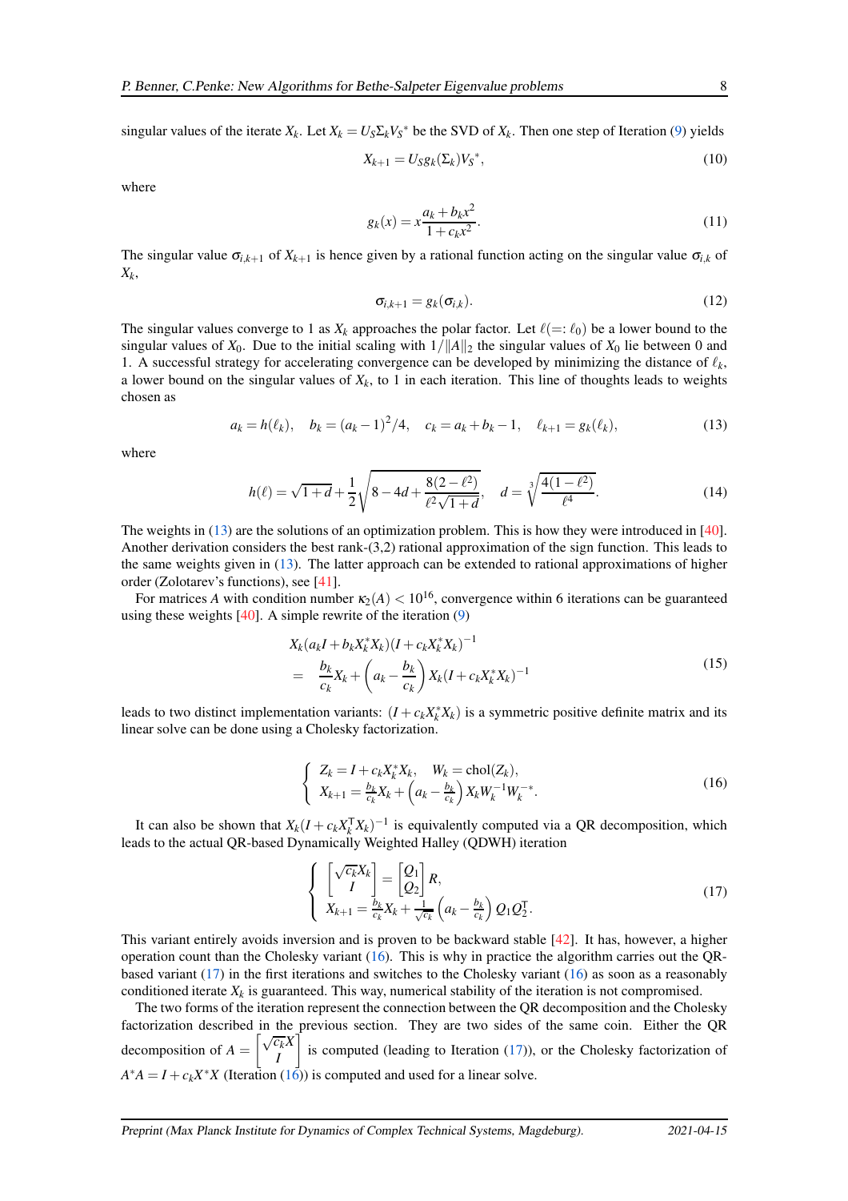singular values of the iterate $X_k$. Let $X_k = U_S \Sigma_k V_S^*$ be the SVD of $X_k$. Then one step of Iteration (9) yields

$$X_{k+1} = U_S g_k(\Sigma_k) V_S^*, \tag{10}$$

where

$$g_k(x) = x\frac{a_k + b_k x^2}{1 + c_k x^2}. \tag{11}$$

The singular value $\sigma_{i,k+1}$ of $X_{k+1}$ is hence given by a rational function acting on the singular value $\sigma_{i,k}$ of $X_k$,

$$\sigma_{i,k+1} = g_k(\sigma_{i,k}). \tag{12}$$

The singular values converge to 1 as $X_k$ approaches the polar factor. Let $\ell (=: \ell_0)$ be a lower bound to the singular values of $X_0$. Due to the initial scaling with $1/\|A\|_2$ the singular values of $X_0$ lie between 0 and 1. A successful strategy for accelerating convergence can be developed by minimizing the distance of $\ell_k$, a lower bound on the singular values of $X_k$, to 1 in each iteration. This line of thoughts leads to weights chosen as

$$a_k = h(\ell_k), \quad b_k = (a_k - 1)^2/4, \quad c_k = a_k + b_k - 1, \quad \ell_{k+1} = g_k(\ell_k), \tag{13}$$

where

$$h(\ell) = \sqrt{1+d} + \frac{1}{2}\sqrt{8 - 4d + \frac{8(2-\ell^2)}{\ell^2\sqrt{1+d}}}, \quad d = \sqrt[3]{\frac{4(1-\ell^2)}{\ell^4}}. \tag{14}$$

The weights in (13) are the solutions of an optimization problem. This is how they were introduced in [40]. Another derivation considers the best rank-(3,2) rational approximation of the sign function. This leads to the same weights given in (13). The latter approach can be extended to rational approximations of higher order (Zolotarev's functions), see [41].

For matrices $A$ with condition number $\kappa_2(A) < 10^{16}$, convergence within 6 iterations can be guaranteed using these weights [40]. A simple rewrite of the iteration (9)

$$\begin{aligned} & X_k(a_k I + b_k X_k^* X_k)(I + c_k X_k^* X_k)^{-1} \\ = \quad & \frac{b_k}{c_k} X_k + \left(a_k - \frac{b_k}{c_k}\right) X_k (I + c_k X_k^* X_k)^{-1} \end{aligned} \tag{15}$$

leads to two distinct implementation variants: $(I + c_k X_k^* X_k)$ is a symmetric positive definite matrix and its linear solve can be done using a Cholesky factorization.

$$\begin{cases} Z_k = I + c_k X_k^* X_k, \quad W_k = \operatorname{chol}(Z_k), \\ X_{k+1} = \frac{b_k}{c_k} X_k + \left(a_k - \frac{b_k}{c_k}\right) X_k W_k^{-1} W_k^{-*}. \end{cases} \tag{16}$$

It can also be shown that $X_k(I + c_k X_k^{\mathsf{T}} X_k)^{-1}$ is equivalently computed via a QR decomposition, which leads to the actual QR-based Dynamically Weighted Halley (QDWH) iteration

$$\begin{cases} \begin{bmatrix} \sqrt{c_k} X_k \\ I \end{bmatrix} = \begin{bmatrix} Q_1 \\ Q_2 \end{bmatrix} R, \\ X_{k+1} = \frac{b_k}{c_k} X_k + \frac{1}{\sqrt{c_k}} \left(a_k - \frac{b_k}{c_k}\right) Q_1 Q_2^{\mathsf{T}}. \end{cases} \tag{17}$$

This variant entirely avoids inversion and is proven to be backward stable [42]. It has, however, a higher operation count than the Cholesky variant (16). This is why in practice the algorithm carries out the QR-based variant (17) in the first iterations and switches to the Cholesky variant (16) as soon as a reasonably conditioned iterate $X_k$ is guaranteed. This way, numerical stability of the iteration is not compromised.

The two forms of the iteration represent the connection between the QR decomposition and the Cholesky factorization described in the previous section. They are two sides of the same coin. Either the QR decomposition of $A = \begin{bmatrix} \sqrt{c_k} X \\ I \end{bmatrix}$ is computed (leading to Iteration (17)), or the Cholesky factorization of $A^*A = I + c_k X^* X$ (Iteration (16)) is computed and used for a linear solve.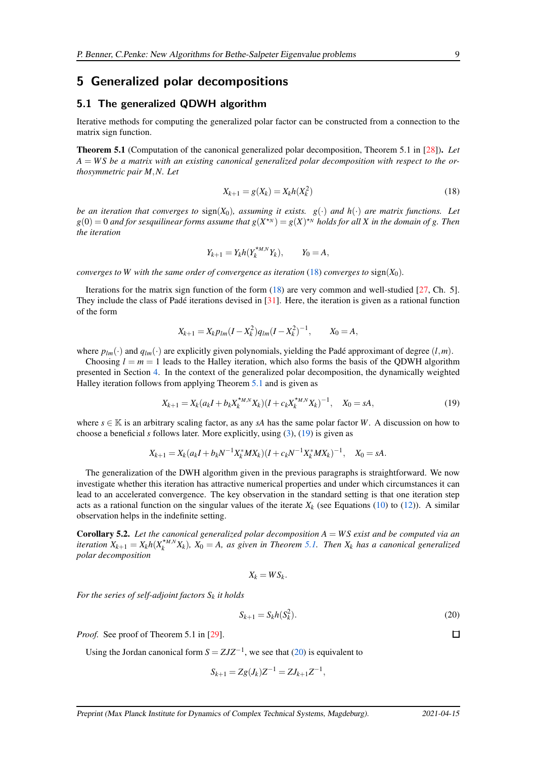## 5 Generalized polar decompositions

### 5.1 The generalized QDWH algorithm

Iterative methods for computing the generalized polar factor can be constructed from a connection to the matrix sign function.

**Theorem 5.1** (Computation of the canonical generalized polar decomposition, Theorem 5.1 in [28])**.** *Let $A = WS$ be a matrix with an existing canonical generalized polar decomposition with respect to the orthosymmetric pair $M,N$. Let*

$$X_{k+1} = g(X_k) = X_k h(X_k^2) \tag{18}$$

*be an iteration that converges to $\operatorname{sign}(X_0)$, assuming it exists. $g(\cdot)$ and $h(\cdot)$ are matrix functions. Let $g(0) = 0$ and for sesquilinear forms assume that $g(X^{\star_N}) = g(X)^{\star_N}$ holds for all $X$ in the domain of $g$. Then the iteration*

$$Y_{k+1} = Y_k h(Y_k^{\star_{M,N}} Y_k), \qquad Y_0 = A,$$

*converges to $W$ with the same order of convergence as iteration (18) converges to $\operatorname{sign}(X_0)$.*

Iterations for the matrix sign function of the form (18) are very common and well-studied [27, Ch. 5]. They include the class of Padé iterations devised in [31]. Here, the iteration is given as a rational function of the form

$$X_{k+1} = X_k p_{lm}(I - X_k^2) q_{lm}(I - X_k^2)^{-1}, \qquad X_0 = A,$$

where $p_{lm}(\cdot)$ and $q_{lm}(\cdot)$ are explicitly given polynomials, yielding the Padé approximant of degree $(l,m)$.

Choosing $l = m = 1$ leads to the Halley iteration, which also forms the basis of the QDWH algorithm presented in Section 4. In the context of the generalized polar decomposition, the dynamically weighted Halley iteration follows from applying Theorem 5.1 and is given as

$$X_{k+1} = X_k(a_k I + b_k X_k^{\star_{M,N}} X_k)(I + c_k X_k^{\star_{M,N}} X_k)^{-1}, \quad X_0 = sA, \tag{19}$$

where $s \in \mathbb{K}$ is an arbitrary scaling factor, as any $sA$ has the same polar factor $W$. A discussion on how to choose a beneficial $s$ follows later. More explicitly, using (3), (19) is given as

$$X_{k+1} = X_k(a_k I + b_k N^{-1} X_k^* M X_k)(I + c_k N^{-1} X_k^* M X_k)^{-1}, \quad X_0 = sA.$$

The generalization of the DWH algorithm given in the previous paragraphs is straightforward. We now investigate whether this iteration has attractive numerical properties and under which circumstances it can lead to an accelerated convergence. The key observation in the standard setting is that one iteration step acts as a rational function on the singular values of the iterate $X_k$ (see Equations (10) to (12)). A similar observation helps in the indefinite setting.

**Corollary 5.2.** *Let the canonical generalized polar decomposition $A = WS$ exist and be computed via an iteration $X_{k+1} = X_k h(X_k^{\star_{M,N}} X_k)$, $X_0 = A$, as given in Theorem 5.1. Then $X_k$ has a canonical generalized polar decomposition*

$$X_k = WS_k.$$

*For the series of self-adjoint factors $S_k$ it holds*

$$S_{k+1} = S_k h(S_k^2). \tag{20}$$

*Proof.* See proof of Theorem 5.1 in [29]. □

Using the Jordan canonical form $S = ZJZ^{-1}$, we see that (20) is equivalent to

$$S_{k+1} = Zg(J_k)Z^{-1} = ZJ_{k+1}Z^{-1},$$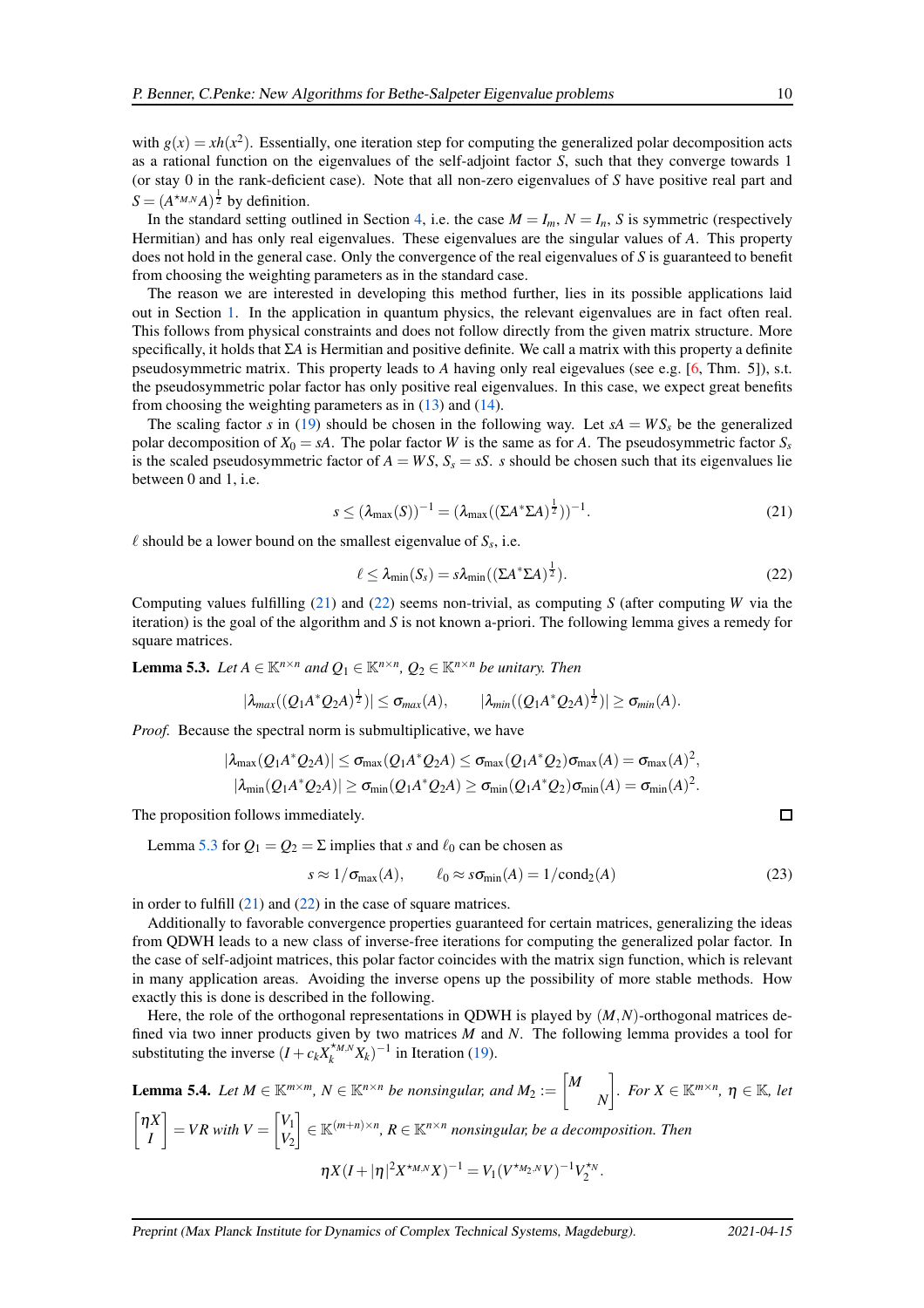with $g(x) = xh(x^2)$. Essentially, one iteration step for computing the generalized polar decomposition acts as a rational function on the eigenvalues of the self-adjoint factor $S$, such that they converge towards 1 (or stay 0 in the rank-deficient case). Note that all non-zero eigenvalues of $S$ have positive real part and $S = (A^{\star_{M,N}}A)^{\frac{1}{2}}$ by definition.

In the standard setting outlined in Section 4, i.e. the case $M = I_m$, $N = I_n$, $S$ is symmetric (respectively Hermitian) and has only real eigenvalues. These eigenvalues are the singular values of $A$. This property does not hold in the general case. Only the convergence of the real eigenvalues of $S$ is guaranteed to benefit from choosing the weighting parameters as in the standard case.

The reason we are interested in developing this method further, lies in its possible applications laid out in Section 1. In the application in quantum physics, the relevant eigenvalues are in fact often real. This follows from physical constraints and does not follow directly from the given matrix structure. More specifically, it holds that $\Sigma A$ is Hermitian and positive definite. We call a matrix with this property a definite pseudosymmetric matrix. This property leads to $A$ having only real eigevalues (see e.g. [6, Thm. 5]), s.t. the pseudosymmetric polar factor has only positive real eigenvalues. In this case, we expect great benefits from choosing the weighting parameters as in (13) and (14).

The scaling factor $s$ in (19) should be chosen in the following way. Let $sA = WS_s$ be the generalized polar decomposition of $X_0 = sA$. The polar factor $W$ is the same as for $A$. The pseudosymmetric factor $S_s$ is the scaled pseudosymmetric factor of $A = WS$, $S_s = sS$. $s$ should be chosen such that its eigenvalues lie between 0 and 1, i.e.

$$s \leq (\lambda_{\max}(S))^{-1} = (\lambda_{\max}((\Sigma A^* \Sigma A)^{\frac{1}{2}}))^{-1}. \tag{21}$$

$\ell$ should be a lower bound on the smallest eigenvalue of $S_s$, i.e.

$$\ell \leq \lambda_{\min}(S_s) = s\lambda_{\min}((\Sigma A^* \Sigma A)^{\frac{1}{2}}). \tag{22}$$

Computing values fulfilling (21) and (22) seems non-trivial, as computing $S$ (after computing $W$ via the iteration) is the goal of the algorithm and $S$ is not known a-priori. The following lemma gives a remedy for square matrices.

**Lemma 5.3.** *Let $A \in \mathbb{K}^{n\times n}$ and $Q_1 \in \mathbb{K}^{n\times n}$, $Q_2 \in \mathbb{K}^{n\times n}$ be unitary. Then*

$$|\lambda_{max}((Q_1 A^* Q_2 A)^{\frac{1}{2}})| \leq \sigma_{max}(A), \qquad |\lambda_{min}((Q_1 A^* Q_2 A)^{\frac{1}{2}})| \geq \sigma_{min}(A).$$

*Proof.* Because the spectral norm is submultiplicative, we have

$$|\lambda_{\max}(Q_1 A^* Q_2 A)| \leq \sigma_{\max}(Q_1 A^* Q_2 A) \leq \sigma_{\max}(Q_1 A^* Q_2)\sigma_{\max}(A) = \sigma_{\max}(A)^2,$$
$$|\lambda_{\min}(Q_1 A^* Q_2 A)| \geq \sigma_{\min}(Q_1 A^* Q_2 A) \geq \sigma_{\min}(Q_1 A^* Q_2)\sigma_{\min}(A) = \sigma_{\min}(A)^2.$$

The proposition follows immediately. □

Lemma 5.3 for $Q_1 = Q_2 = \Sigma$ implies that $s$ and $\ell_0$ can be chosen as

$$s \approx 1/\sigma_{\max}(A), \qquad \ell_0 \approx s\sigma_{\min}(A) = 1/\mathrm{cond}_2(A) \tag{23}$$

in order to fulfill (21) and (22) in the case of square matrices.

Additionally to favorable convergence properties guaranteed for certain matrices, generalizing the ideas from QDWH leads to a new class of inverse-free iterations for computing the generalized polar factor. In the case of self-adjoint matrices, this polar factor coincides with the matrix sign function, which is relevant in many application areas. Avoiding the inverse opens up the possibility of more stable methods. How exactly this is done is described in the following.

Here, the role of the orthogonal representations in QDWH is played by $(M,N)$-orthogonal matrices defined via two inner products given by two matrices $M$ and $N$. The following lemma provides a tool for substituting the inverse $(I + c_k X_k^{\star_{M,N}} X_k)^{-1}$ in Iteration (19).

**Lemma 5.4.** *Let $M \in \mathbb{K}^{m\times m}$, $N \in \mathbb{K}^{n\times n}$ be nonsingular, and $M_2 := \begin{bmatrix} M & \\ & N \end{bmatrix}$. For $X \in \mathbb{K}^{m\times n}$, $\eta \in \mathbb{K}$, let $\begin{bmatrix} \eta X \\ I \end{bmatrix} = VR$ with $V = \begin{bmatrix} V_1 \\ V_2 \end{bmatrix} \in \mathbb{K}^{(m+n)\times n}$, $R \in \mathbb{K}^{n\times n}$ nonsingular, be a decomposition. Then*

$$\eta X (I + |\eta|^2 X^{\star_{M,N}} X)^{-1} = V_1 (V^{\star_{M_2,N}} V)^{-1} V_2^{\star_N}.$$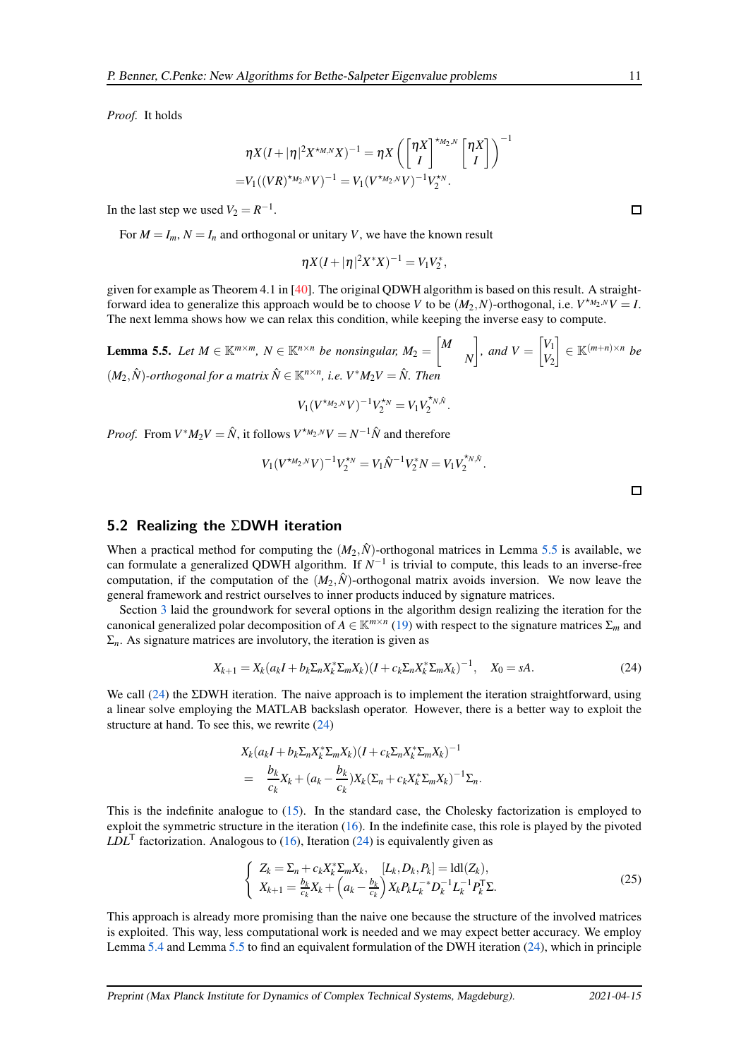*Proof.* It holds

$$
\begin{aligned}
&\eta X(I+|\eta|^2 X^{\star_{M,N}} X)^{-1} = \eta X \left( \begin{bmatrix} \eta X \\ I \end{bmatrix}^{\star_{M_2,N}} \begin{bmatrix} \eta X \\ I \end{bmatrix} \right)^{-1} \\
=& V_1((VR)^{\star_{M_2,N}} V)^{-1} = V_1 (V^{\star_{M_2,N}} V)^{-1} V_2^{\star_N}.
\end{aligned}
$$

In the last step we used $V_2 = R^{-1}$. $\square$

For $M = I_m$, $N = I_n$ and orthogonal or unitary $V$, we have the known result

$$
\eta X(I+|\eta|^2 X^* X)^{-1} = V_1 V_2^*,
$$

given for example as Theorem 4.1 in [40]. The original QDWH algorithm is based on this result. A straightforward idea to generalize this approach would be to choose $V$ to be $(M_2,N)$-orthogonal, i.e. $V^{\star_{M_2,N}} V = I$. The next lemma shows how we can relax this condition, while keeping the inverse easy to compute.

**Lemma 5.5.** *Let $M \in \mathbb{K}^{m\times m}$, $N \in \mathbb{K}^{n\times n}$ be nonsingular, $M_2 = \begin{bmatrix} M & \\ & N \end{bmatrix}$, and $V = \begin{bmatrix} V_1 \\ V_2 \end{bmatrix} \in \mathbb{K}^{(m+n)\times n}$ be $(M_2,\hat{N})$-orthogonal for a matrix $\hat{N} \in \mathbb{K}^{n\times n}$, i.e. $V^* M_2 V = \hat{N}$. Then*

$$
V_1 (V^{\star_{M_2,N}} V)^{-1} V_2^{\star_N} = V_1 V_2^{\star_{N,\hat{N}}}.
$$

*Proof.* From $V^* M_2 V = \hat{N}$, it follows $V^{\star_{M_2,N}} V = N^{-1}\hat{N}$ and therefore

$$
V_1 (V^{\star_{M_2,N}} V)^{-1} V_2^{\star_N} = V_1 \hat{N}^{-1} V_2^* N = V_1 V_2^{\star_{N,\hat{N}}}.
$$

$\square$

## 5.2 Realizing the ΣDWH iteration

When a practical method for computing the $(M_2,\hat{N})$-orthogonal matrices in Lemma 5.5 is available, we can formulate a generalized QDWH algorithm. If $N^{-1}$ is trivial to compute, this leads to an inverse-free computation, if the computation of the $(M_2,\hat{N})$-orthogonal matrix avoids inversion. We now leave the general framework and restrict ourselves to inner products induced by signature matrices.

Section 3 laid the groundwork for several options in the algorithm design realizing the iteration for the canonical generalized polar decomposition of $A \in \mathbb{K}^{m\times n}$ (19) with respect to the signature matrices $\Sigma_m$ and $\Sigma_n$. As signature matrices are involutory, the iteration is given as

$$
X_{k+1} = X_k (a_k I + b_k \Sigma_n X_k^* \Sigma_m X_k)(I + c_k \Sigma_n X_k^* \Sigma_m X_k)^{-1}, \quad X_0 = sA. \tag{24}
$$

We call (24) the ΣDWH iteration. The naive approach is to implement the iteration straightforward, using a linear solve employing the MATLAB backslash operator. However, there is a better way to exploit the structure at hand. To see this, we rewrite (24)

$$
\begin{aligned}
& X_k (a_k I + b_k \Sigma_n X_k^* \Sigma_m X_k)(I + c_k \Sigma_n X_k^* \Sigma_m X_k)^{-1} \\
=\;& \frac{b_k}{c_k} X_k + (a_k - \frac{b_k}{c_k}) X_k (\Sigma_n + c_k X_k^* \Sigma_m X_k)^{-1} \Sigma_n.
\end{aligned}
$$

This is the indefinite analogue to (15). In the standard case, the Cholesky factorization is employed to exploit the symmetric structure in the iteration (16). In the indefinite case, this role is played by the pivoted $LDL^\mathsf{T}$ factorization. Analogous to (16), Iteration (24) is equivalently given as

$$
\left\{
\begin{array}{l}
Z_k = \Sigma_n + c_k X_k^* \Sigma_m X_k, \quad [L_k, D_k, P_k] = \mathrm{ldl}(Z_k), \\
X_{k+1} = \frac{b_k}{c_k} X_k + \left(a_k - \frac{b_k}{c_k}\right) X_k P_k L_k^{-*} D_k^{-1} L_k^{-1} P_k^\mathsf{T} \Sigma.
\end{array}
\right. \tag{25}
$$

This approach is already more promising than the naive one because the structure of the involved matrices is exploited. This way, less computational work is needed and we may expect better accuracy. We employ Lemma 5.4 and Lemma 5.5 to find an equivalent formulation of the DWH iteration (24), which in principle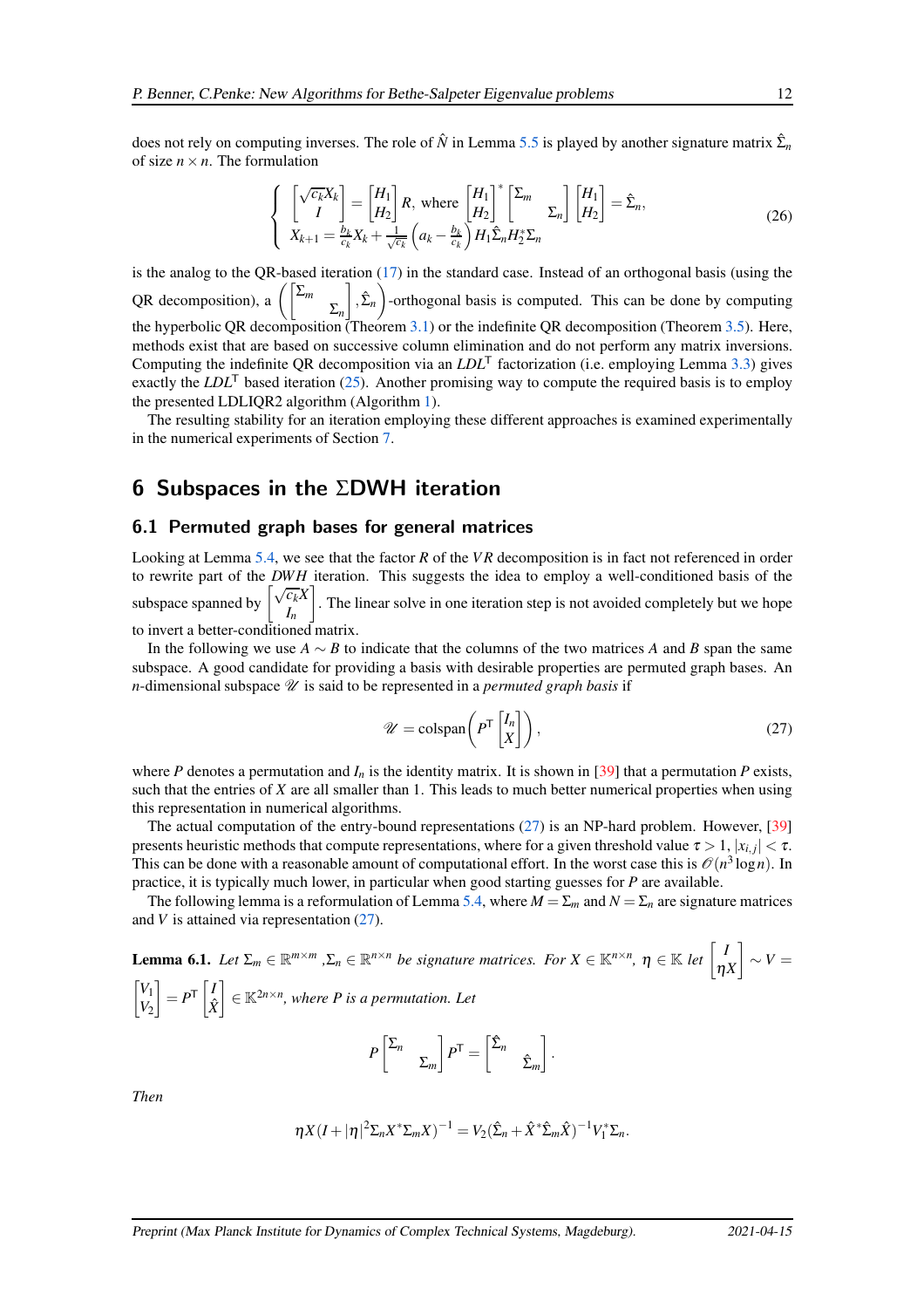does not rely on computing inverses. The role of $\hat{N}$ in Lemma 5.5 is played by another signature matrix $\hat{\Sigma}_n$ of size $n \times n$. The formulation

$$
\left\{
\begin{array}{l}
\begin{bmatrix} \sqrt{c_k}X_k \\ I \end{bmatrix} = \begin{bmatrix} H_1 \\ H_2 \end{bmatrix} R, \text{ where } \begin{bmatrix} H_1 \\ H_2 \end{bmatrix}^* \begin{bmatrix} \Sigma_m & \\ & \Sigma_n \end{bmatrix} \begin{bmatrix} H_1 \\ H_2 \end{bmatrix} = \hat{\Sigma}_n, \\
X_{k+1} = \frac{b_k}{c_k} X_k + \frac{1}{\sqrt{c_k}} \left( a_k - \frac{b_k}{c_k} \right) H_1 \hat{\Sigma}_n H_2^* \Sigma_n
\end{array}
\right.
\tag{26}
$$

is the analog to the QR-based iteration (17) in the standard case. Instead of an orthogonal basis (using the QR decomposition), a $\left( \begin{bmatrix} \Sigma_m & \\ & \Sigma_n \end{bmatrix}, \hat{\Sigma}_n \right)$-orthogonal basis is computed. This can be done by computing the hyperbolic QR decomposition (Theorem 3.1) or the indefinite QR decomposition (Theorem 3.5). Here, methods exist that are based on successive column elimination and do not perform any matrix inversions. Computing the indefinite QR decomposition via an $LDL^{\mathsf{T}}$ factorization (i.e. employing Lemma 3.3) gives exactly the $LDL^{\mathsf{T}}$ based iteration (25). Another promising way to compute the required basis is to employ the presented LDLIQR2 algorithm (Algorithm 1).

The resulting stability for an iteration employing these different approaches is examined experimentally in the numerical experiments of Section 7.

## 6 Subspaces in the ΣDWH iteration

### 6.1 Permuted graph bases for general matrices

Looking at Lemma 5.4, we see that the factor $R$ of the $VR$ decomposition is in fact not referenced in order to rewrite part of the *DWH* iteration. This suggests the idea to employ a well-conditioned basis of the subspace spanned by $\begin{bmatrix} \sqrt{c_k}X \\ I_n \end{bmatrix}$. The linear solve in one iteration step is not avoided completely but we hope to invert a better-conditioned matrix.

In the following we use $A \sim B$ to indicate that the columns of the two matrices $A$ and $B$ span the same subspace. A good candidate for providing a basis with desirable properties are permuted graph bases. An $n$-dimensional subspace $\mathscr{U}$ is said to be represented in a *permuted graph basis* if

$$
\mathscr{U} = \operatorname{colspan}\left( P^{\mathsf{T}} \begin{bmatrix} I_n \\ X \end{bmatrix} \right),
\tag{27}
$$

where $P$ denotes a permutation and $I_n$ is the identity matrix. It is shown in [39] that a permutation $P$ exists, such that the entries of $X$ are all smaller than 1. This leads to much better numerical properties when using this representation in numerical algorithms.

The actual computation of the entry-bound representations (27) is an NP-hard problem. However, [39] presents heuristic methods that compute representations, where for a given threshold value $\tau > 1$, $|x_{i,j}| < \tau$. This can be done with a reasonable amount of computational effort. In the worst case this is $\mathscr{O}(n^3 \log n)$. In practice, it is typically much lower, in particular when good starting guesses for $P$ are available.

The following lemma is a reformulation of Lemma 5.4, where $M = \Sigma_m$ and $N = \Sigma_n$ are signature matrices and $V$ is attained via representation (27).

**Lemma 6.1.** *Let $\Sigma_m \in \mathbb{R}^{m\times m}$, $\Sigma_n \in \mathbb{R}^{n\times n}$ be signature matrices. For $X \in \mathbb{K}^{n\times n}$, $\eta \in \mathbb{K}$ let $\begin{bmatrix} I \\ \eta X \end{bmatrix} \sim V = \begin{bmatrix} V_1 \\ V_2 \end{bmatrix} = P^{\mathsf{T}} \begin{bmatrix} I \\ \hat{X} \end{bmatrix} \in \mathbb{K}^{2n\times n}$, where $P$ is a permutation. Let*

$$
P \begin{bmatrix} \Sigma_n & \\ & \Sigma_m \end{bmatrix} P^{\mathsf{T}} = \begin{bmatrix} \hat{\Sigma}_n & \\ & \hat{\Sigma}_m \end{bmatrix}.
$$

*Then*

$$
\eta X (I + |\eta|^2 \Sigma_n X^* \Sigma_m X)^{-1} = V_2 (\hat{\Sigma}_n + \hat{X}^* \hat{\Sigma}_m \hat{X})^{-1} V_1^* \Sigma_n.
$$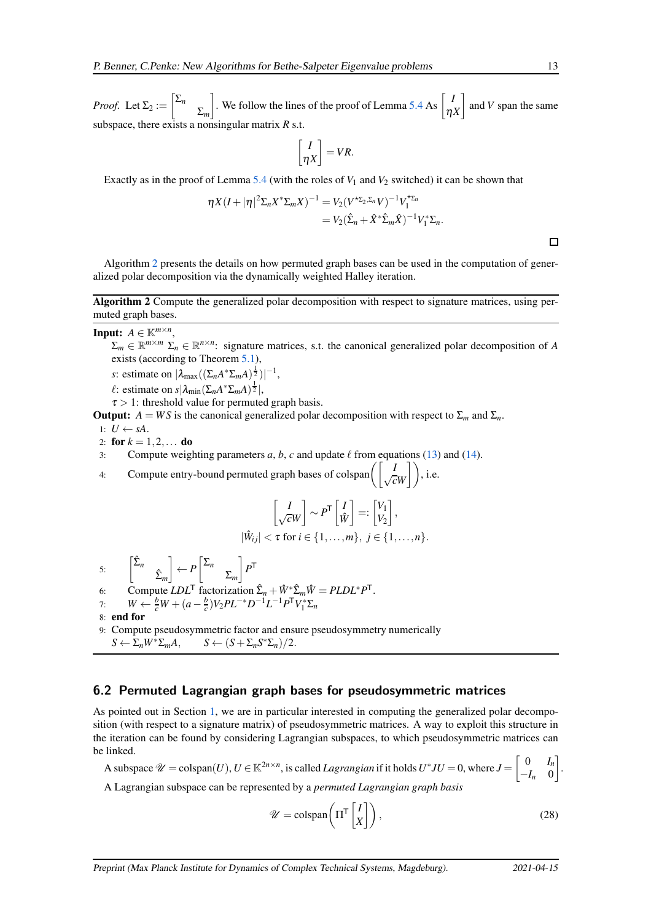*Proof.* Let $\Sigma_2 := \begin{bmatrix} \Sigma_n & \\ & \Sigma_m \end{bmatrix}$. We follow the lines of the proof of Lemma 5.4 As $\begin{bmatrix} I \\ \eta X \end{bmatrix}$ and $V$ span the same subspace, there exists a nonsingular matrix $R$ s.t.

$$\begin{bmatrix} I \\ \eta X \end{bmatrix} = VR.$$

Exactly as in the proof of Lemma 5.4 (with the roles of $V_1$ and $V_2$ switched) it can be shown that

$$\begin{aligned} \eta X (I + |\eta|^2 \Sigma_n X^* \Sigma_m X)^{-1} &= V_2 (V^{\star \Sigma_2, \Sigma_n} V)^{-1} V_1^{\star \Sigma_n} \\ &= V_2 (\hat{\Sigma}_n + \hat{X}^* \hat{\Sigma}_m \hat{X})^{-1} V_1^* \Sigma_n. \end{aligned}$$

□

Algorithm 2 presents the details on how permuted graph bases can be used in the computation of generalized polar decomposition via the dynamically weighted Halley iteration.

---

**Algorithm 2** Compute the generalized polar decomposition with respect to signature matrices, using permuted graph bases.

---

**Input:** $A \in \mathbb{K}^{m \times n}$,
$\Sigma_m \in \mathbb{R}^{m \times m}$ $\Sigma_n \in \mathbb{R}^{n \times n}$: signature matrices, s.t. the canonical generalized polar decomposition of $A$ exists (according to Theorem 5.1),
$s$: estimate on $|\lambda_{\max}((\Sigma_n A^* \Sigma_m A)^{\frac{1}{2}})|^{-1}$,
$\ell$: estimate on $s|\lambda_{\min}(\Sigma_n A^* \Sigma_m A)^{\frac{1}{2}}|$,
$\tau > 1$: threshold value for permuted graph basis.
**Output:** $A = WS$ is the canonical generalized polar decomposition with respect to $\Sigma_m$ and $\Sigma_n$.

1: $U \leftarrow sA$.
2: **for** $k = 1, 2, \ldots$ **do**
3: Compute weighting parameters $a$, $b$, $c$ and update $\ell$ from equations (13) and (14).
4: Compute entry-bound permuted graph bases of colspan$\left(\begin{bmatrix} I \\ \sqrt{c} W \end{bmatrix}\right)$, i.e.

$$\begin{bmatrix} I \\ \sqrt{c} W \end{bmatrix} \sim P^{\mathsf{T}} \begin{bmatrix} I \\ \hat{W} \end{bmatrix} =: \begin{bmatrix} V_1 \\ V_2 \end{bmatrix},$$
$$|\hat{W}_{ij}| < \tau \text{ for } i \in \{1, \ldots, m\},\ j \in \{1, \ldots, n\}.$$

5: $\begin{bmatrix} \hat{\Sigma}_n & \\ & \hat{\Sigma}_m \end{bmatrix} \leftarrow P \begin{bmatrix} \Sigma_n & \\ & \Sigma_m \end{bmatrix} P^{\mathsf{T}}$
6: Compute $LDL^{\mathsf{T}}$ factorization $\hat{\Sigma}_n + \hat{W}^* \hat{\Sigma}_m \hat{W} = PLDL^* P^{\mathsf{T}}$.
7: $W \leftarrow \frac{b}{c} W + (a - \frac{b}{c}) V_2 P L^{-*} D^{-1} L^{-1} P^{\mathsf{T}} V_1^* \Sigma_n$
8: **end for**
9: Compute pseudosymmetric factor and ensure pseudosymmetry numerically
$S \leftarrow \Sigma_n W^* \Sigma_m A, \qquad S \leftarrow (S + \Sigma_n S^* \Sigma_n)/2.$

---

## 6.2 Permuted Lagrangian graph bases for pseudosymmetric matrices

As pointed out in Section 1, we are in particular interested in computing the generalized polar decomposition (with respect to a signature matrix) of pseudosymmetric matrices. A way to exploit this structure in the iteration can be found by considering Lagrangian subspaces, to which pseudosymmetric matrices can be linked.

A subspace $\mathscr{U} = \text{colspan}(U)$, $U \in \mathbb{K}^{2n \times n}$, is called *Lagrangian* if it holds $U^* J U = 0$, where $J = \begin{bmatrix} 0 & I_n \\ -I_n & 0 \end{bmatrix}$.

A Lagrangian subspace can be represented by a *permuted Lagrangian graph basis*

$$\mathscr{U} = \text{colspan}\left(\Pi^{\mathsf{T}} \begin{bmatrix} I \\ X \end{bmatrix}\right), \tag{28}$$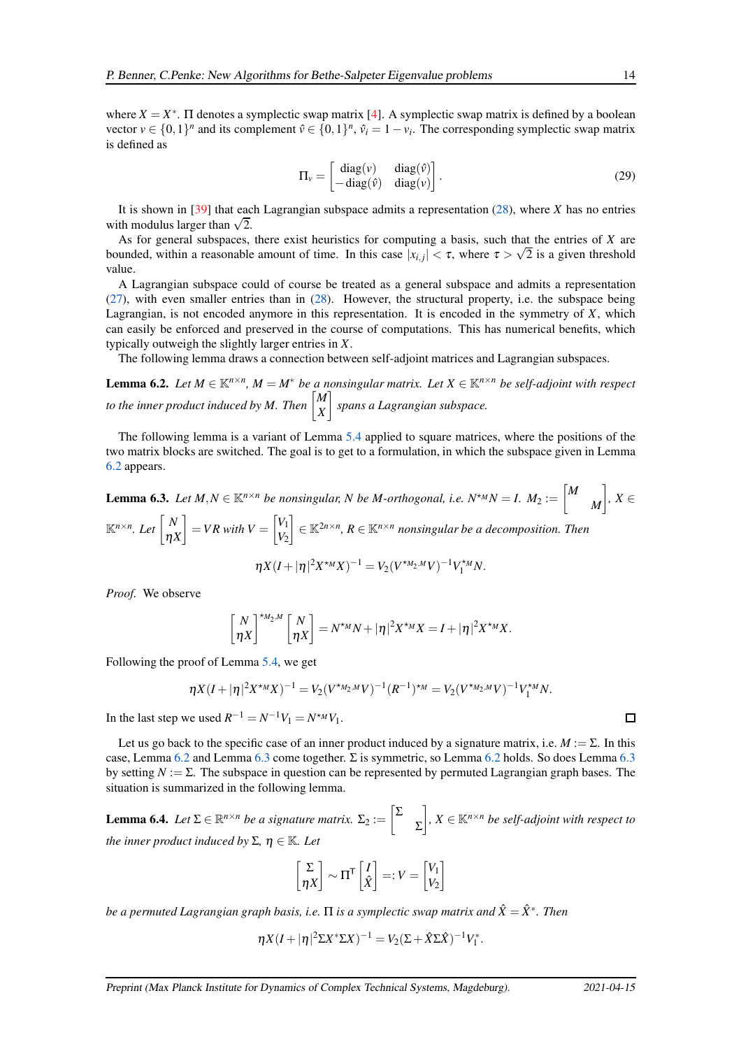where $X = X^*$. $\Pi$ denotes a symplectic swap matrix [4]. A symplectic swap matrix is defined by a boolean vector $v \in \{0,1\}^n$ and its complement $\hat{v} \in \{0,1\}^n$, $\hat{v}_i = 1 - v_i$. The corresponding symplectic swap matrix is defined as

$$\Pi_v = \begin{bmatrix} \operatorname{diag}(v) & \operatorname{diag}(\hat{v}) \\ -\operatorname{diag}(\hat{v}) & \operatorname{diag}(v) \end{bmatrix}. \tag{29}$$

It is shown in [39] that each Lagrangian subspace admits a representation (28), where $X$ has no entries with modulus larger than $\sqrt{2}$.

As for general subspaces, there exist heuristics for computing a basis, such that the entries of $X$ are bounded, within a reasonable amount of time. In this case $|x_{i,j}| < \tau$, where $\tau > \sqrt{2}$ is a given threshold value.

A Lagrangian subspace could of course be treated as a general subspace and admits a representation (27), with even smaller entries than in (28). However, the structural property, i.e. the subspace being Lagrangian, is not encoded anymore in this representation. It is encoded in the symmetry of $X$, which can easily be enforced and preserved in the course of computations. This has numerical benefits, which typically outweigh the slightly larger entries in $X$.

The following lemma draws a connection between self-adjoint matrices and Lagrangian subspaces.

**Lemma 6.2.** *Let $M \in \mathbb{K}^{n\times n}$, $M = M^*$ be a nonsingular matrix. Let $X \in \mathbb{K}^{n\times n}$ be self-adjoint with respect to the inner product induced by $M$. Then $\begin{bmatrix} M \\ X \end{bmatrix}$ spans a Lagrangian subspace.*

The following lemma is a variant of Lemma 5.4 applied to square matrices, where the positions of the two matrix blocks are switched. The goal is to get to a formulation, in which the subspace given in Lemma 6.2 appears.

**Lemma 6.3.** *Let $M, N \in \mathbb{K}^{n\times n}$ be nonsingular, $N$ be $M$-orthogonal, i.e. $N^{\star_M} N = I$. $M_2 := \begin{bmatrix} M & \\ & M \end{bmatrix}$, $X \in \mathbb{K}^{n\times n}$. Let $\begin{bmatrix} N \\ \eta X \end{bmatrix} = VR$ with $V = \begin{bmatrix} V_1 \\ V_2 \end{bmatrix} \in \mathbb{K}^{2n\times n}$, $R \in \mathbb{K}^{n\times n}$ nonsingular be a decomposition. Then*

$$\eta X(I + |\eta|^2 X^{\star_M} X)^{-1} = V_2 (V^{\star_{M_2,M}} V)^{-1} V_1^{\star_M} N.$$

*Proof.* We observe

$$\begin{bmatrix} N \\ \eta X \end{bmatrix}^{\star_{M_2,M}} \begin{bmatrix} N \\ \eta X \end{bmatrix} = N^{\star_M} N + |\eta|^2 X^{\star_M} X = I + |\eta|^2 X^{\star_M} X.$$

Following the proof of Lemma 5.4, we get

$$\eta X(I + |\eta|^2 X^{\star_M} X)^{-1} = V_2 (V^{\star_{M_2,M}} V)^{-1} (R^{-1})^{\star_M} = V_2 (V^{\star_{M_2,M}} V)^{-1} V_1^{\star_M} N.$$

In the last step we used $R^{-1} = N^{-1} V_1 = N^{\star_M} V_1$. ◻

Let us go back to the specific case of an inner product induced by a signature matrix, i.e. $M := \Sigma$. In this case, Lemma 6.2 and Lemma 6.3 come together. $\Sigma$ is symmetric, so Lemma 6.2 holds. So does Lemma 6.3 by setting $N := \Sigma$. The subspace in question can be represented by permuted Lagrangian graph bases. The situation is summarized in the following lemma.

**Lemma 6.4.** *Let $\Sigma \in \mathbb{R}^{n\times n}$ be a signature matrix. $\Sigma_2 := \begin{bmatrix} \Sigma & \\ & \Sigma \end{bmatrix}$, $X \in \mathbb{K}^{n\times n}$ be self-adjoint with respect to the inner product induced by $\Sigma$, $\eta \in \mathbb{K}$. Let*

$$\begin{bmatrix} \Sigma \\ \eta X \end{bmatrix} \sim \Pi^\mathsf{T} \begin{bmatrix} I \\ \hat{X} \end{bmatrix} =: V = \begin{bmatrix} V_1 \\ V_2 \end{bmatrix}$$

*be a permuted Lagrangian graph basis, i.e. $\Pi$ is a symplectic swap matrix and $\hat{X} = \hat{X}^*$. Then*

$$\eta X(I + |\eta|^2 \Sigma X^* \Sigma X)^{-1} = V_2 (\Sigma + \hat{X}\Sigma\hat{X})^{-1} V_1^*.$$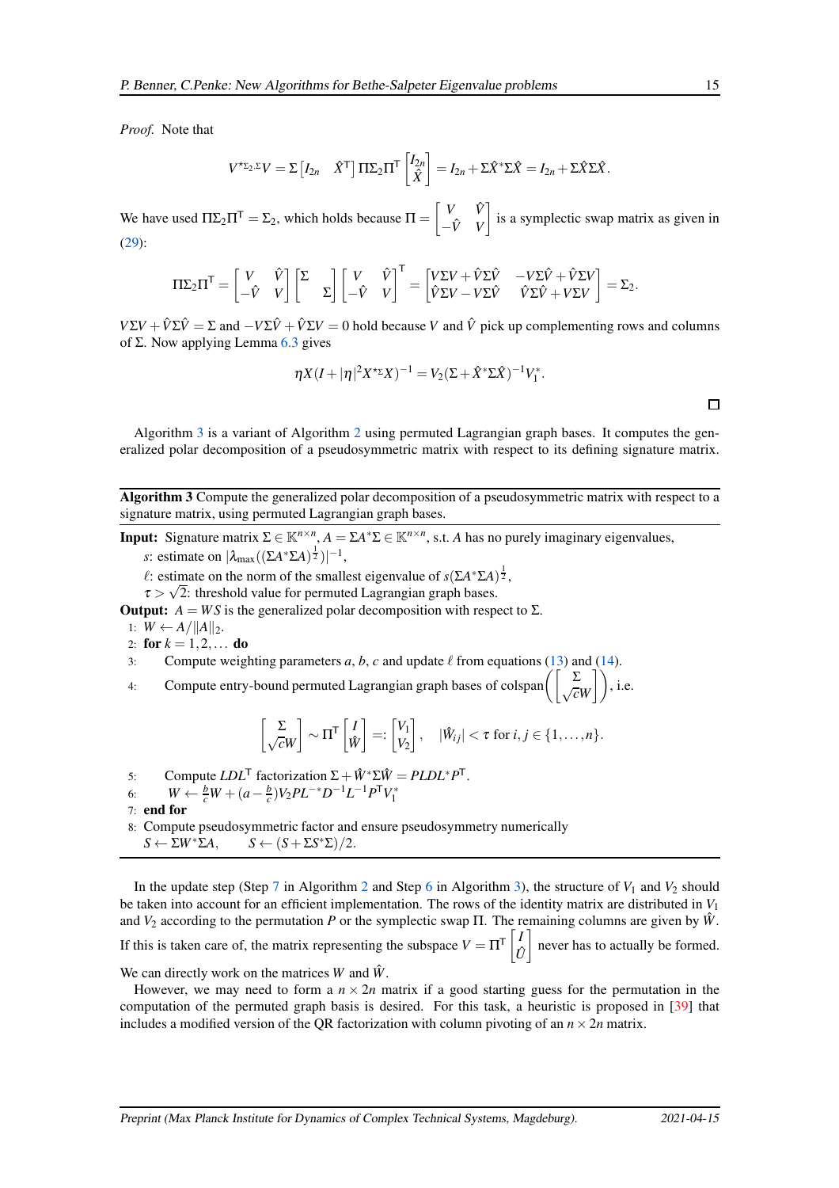*Proof.* Note that

$$V^{\star_{\Sigma_2,\Sigma}}V = \Sigma \begin{bmatrix} I_{2n} & \hat{X}^{\mathsf{T}} \end{bmatrix} \Pi \Sigma_2 \Pi^{\mathsf{T}} \begin{bmatrix} I_{2n} \\ \hat{X} \end{bmatrix} = I_{2n} + \Sigma \hat{X}^{*} \Sigma \hat{X} = I_{2n} + \Sigma \hat{X} \Sigma \hat{X}.$$

We have used $\Pi \Sigma_2 \Pi^{\mathsf{T}} = \Sigma_2$, which holds because $\Pi = \begin{bmatrix} V & \hat{V} \\ -\hat{V} & V \end{bmatrix}$ is a symplectic swap matrix as given in (29):

$$\Pi \Sigma_2 \Pi^{\mathsf{T}} = \begin{bmatrix} V & \hat{V} \\ -\hat{V} & V \end{bmatrix} \begin{bmatrix} \Sigma & \\ & \Sigma \end{bmatrix} \begin{bmatrix} V & \hat{V} \\ -\hat{V} & V \end{bmatrix}^{\mathsf{T}} = \begin{bmatrix} V\Sigma V + \hat{V}\Sigma\hat{V} & -V\Sigma\hat{V} + \hat{V}\Sigma V \\ \hat{V}\Sigma V - V\Sigma\hat{V} & \hat{V}\Sigma\hat{V} + V\Sigma V \end{bmatrix} = \Sigma_2.$$

$V\Sigma V + \hat{V}\Sigma\hat{V} = \Sigma$ and $-V\Sigma\hat{V} + \hat{V}\Sigma V = 0$ hold because $V$ and $\hat{V}$ pick up complementing rows and columns of $\Sigma$. Now applying Lemma 6.3 gives

$$\eta X(I + |\eta|^2 X^{\star_\Sigma} X)^{-1} = V_2(\Sigma + \hat{X}^{*}\Sigma\hat{X})^{-1}V_1^{*}.$$

□

Algorithm 3 is a variant of Algorithm 2 using permuted Lagrangian graph bases. It computes the generalized polar decomposition of a pseudosymmetric matrix with respect to its defining signature matrix.

---

**Algorithm 3** Compute the generalized polar decomposition of a pseudosymmetric matrix with respect to a signature matrix, using permuted Lagrangian graph bases.

---

**Input:** Signature matrix $\Sigma \in \mathbb{K}^{n\times n}$, $A = \Sigma A^{*}\Sigma \in \mathbb{K}^{n\times n}$, s.t. $A$ has no purely imaginary eigenvalues,
  $s$: estimate on $|\lambda_{\max}((\Sigma A^{*}\Sigma A)^{\frac{1}{2}})|^{-1}$,
  $\ell$: estimate on the norm of the smallest eigenvalue of $s(\Sigma A^{*}\Sigma A)^{\frac{1}{2}}$,
  $\tau > \sqrt{2}$: threshold value for permuted Lagrangian graph bases.
**Output:** $A = WS$ is the generalized polar decomposition with respect to $\Sigma$.

1: $W \leftarrow A/\|A\|_2$.
2: **for** $k = 1, 2, \dots$ **do**
3: Compute weighting parameters $a$, $b$, $c$ and update $\ell$ from equations (13) and (14).
4: Compute entry-bound permuted Lagrangian graph bases of $\operatorname{colspan}\left(\begin{bmatrix} \Sigma \\ \sqrt{c}W \end{bmatrix}\right)$, i.e.

$$\begin{bmatrix} \Sigma \\ \sqrt{c}W \end{bmatrix} \sim \Pi^{\mathsf{T}} \begin{bmatrix} I \\ \hat{W} \end{bmatrix} =: \begin{bmatrix} V_1 \\ V_2 \end{bmatrix}, \quad |\hat{W}_{ij}| < \tau \text{ for } i, j \in \{1, \dots, n\}.$$

5: Compute $LDL^{\mathsf{T}}$ factorization $\Sigma + \hat{W}^{*}\Sigma\hat{W} = PLDL^{*}P^{\mathsf{T}}$.
6: $W \leftarrow \frac{b}{c}W + (a - \frac{b}{c})V_2 PL^{-*}D^{-1}L^{-1}P^{\mathsf{T}}V_1^{*}$
7: **end for**
8: Compute pseudosymmetric factor and ensure pseudosymmetry numerically
  $S \leftarrow \Sigma W^{*}\Sigma A, \qquad S \leftarrow (S + \Sigma S^{*}\Sigma)/2.$

---

In the update step (Step 7 in Algorithm 2 and Step 6 in Algorithm 3), the structure of $V_1$ and $V_2$ should be taken into account for an efficient implementation. The rows of the identity matrix are distributed in $V_1$ and $V_2$ according to the permutation $P$ or the symplectic swap $\Pi$. The remaining columns are given by $\hat{W}$. If this is taken care of, the matrix representing the subspace $V = \Pi^{\mathsf{T}} \begin{bmatrix} I \\ \hat{U} \end{bmatrix}$ never has to actually be formed. We can directly work on the matrices $W$ and $\hat{W}$.

However, we may need to form a $n \times 2n$ matrix if a good starting guess for the permutation in the computation of the permuted graph basis is desired. For this task, a heuristic is proposed in [39] that includes a modified version of the QR factorization with column pivoting of an $n \times 2n$ matrix.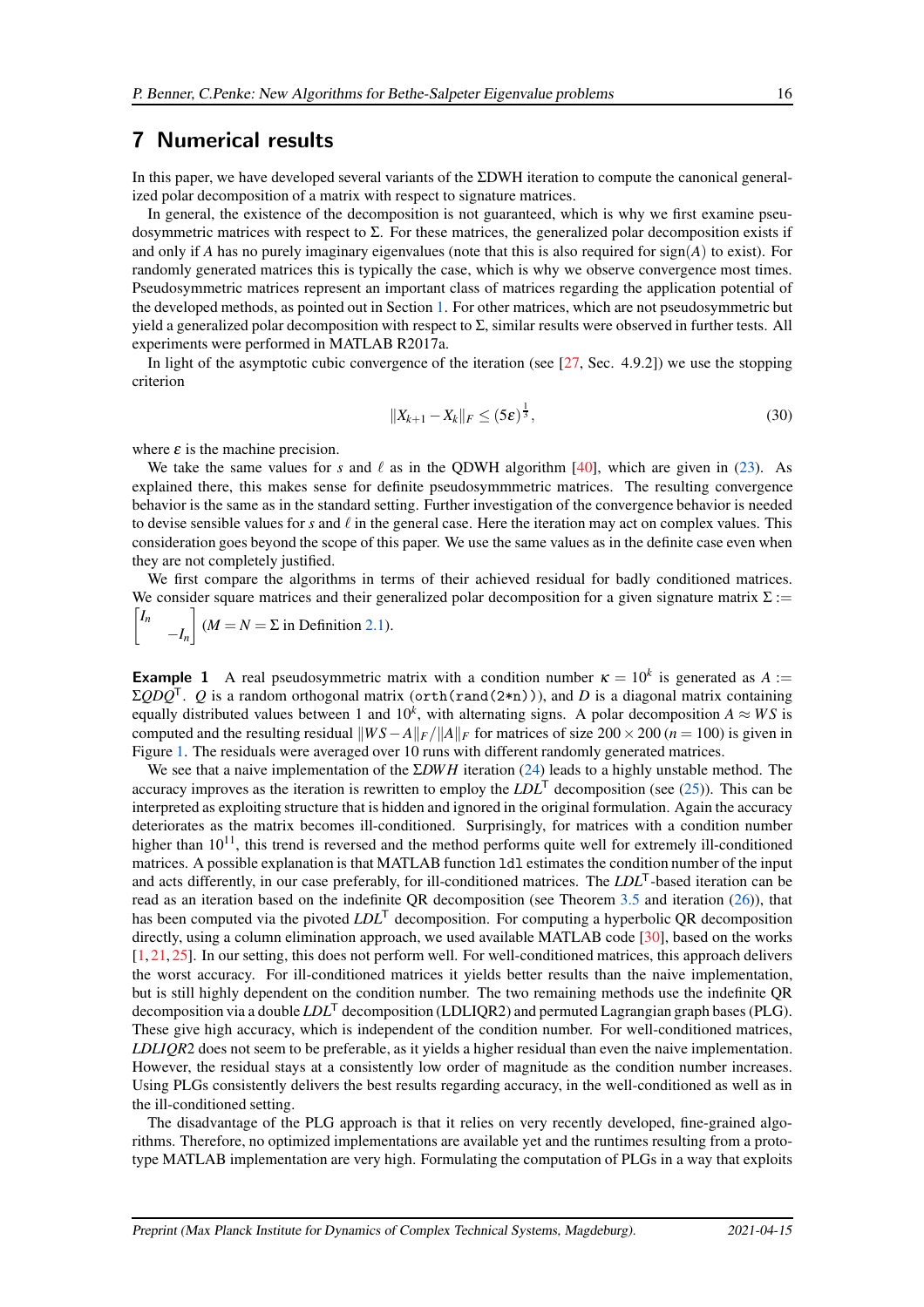# 7 Numerical results

In this paper, we have developed several variants of the ΣDWH iteration to compute the canonical generalized polar decomposition of a matrix with respect to signature matrices.

In general, the existence of the decomposition is not guaranteed, which is why we first examine pseudosymmetric matrices with respect to Σ. For these matrices, the generalized polar decomposition exists if and only if $A$ has no purely imaginary eigenvalues (note that this is also required for $\operatorname{sign}(A)$ to exist). For randomly generated matrices this is typically the case, which is why we observe convergence most times. Pseudosymmetric matrices represent an important class of matrices regarding the application potential of the developed methods, as pointed out in Section 1. For other matrices, which are not pseudosymmetric but yield a generalized polar decomposition with respect to Σ, similar results were observed in further tests. All experiments were performed in MATLAB R2017a.

In light of the asymptotic cubic convergence of the iteration (see [27, Sec. 4.9.2]) we use the stopping criterion

$$\|X_{k+1} - X_k\|_F \leq (5\varepsilon)^{\frac{1}{3}}, \tag{30}$$

where $\varepsilon$ is the machine precision.

We take the same values for $s$ and $\ell$ as in the QDWH algorithm [40], which are given in (23). As explained there, this makes sense for definite pseudosymmmetric matrices. The resulting convergence behavior is the same as in the standard setting. Further investigation of the convergence behavior is needed to devise sensible values for $s$ and $\ell$ in the general case. Here the iteration may act on complex values. This consideration goes beyond the scope of this paper. We use the same values as in the definite case even when they are not completely justified.

We first compare the algorithms in terms of their achieved residual for badly conditioned matrices. We consider square matrices and their generalized polar decomposition for a given signature matrix $\Sigma := \begin{bmatrix} I_n & \\ & -I_n \end{bmatrix}$ ($M = N = \Sigma$ in Definition 2.1).

**Example 1** A real pseudosymmetric matrix with a condition number $\kappa = 10^k$ is generated as $A := \Sigma Q D Q^\mathsf{T}$. $Q$ is a random orthogonal matrix (`orth(rand(2*n))`), and $D$ is a diagonal matrix containing equally distributed values between 1 and $10^k$, with alternating signs. A polar decomposition $A \approx WS$ is computed and the resulting residual $\|WS - A\|_F / \|A\|_F$ for matrices of size $200 \times 200$ ($n = 100$) is given in Figure 1. The residuals were averaged over 10 runs with different randomly generated matrices.

We see that a naive implementation of the $\Sigma DWH$ iteration (24) leads to a highly unstable method. The accuracy improves as the iteration is rewritten to employ the $LDL^\mathsf{T}$ decomposition (see (25)). This can be interpreted as exploiting structure that is hidden and ignored in the original formulation. Again the accuracy deteriorates as the matrix becomes ill-conditioned. Surprisingly, for matrices with a condition number higher than $10^{11}$, this trend is reversed and the method performs quite well for extremely ill-conditioned matrices. A possible explanation is that MATLAB function `ldl` estimates the condition number of the input and acts differently, in our case preferably, for ill-conditioned matrices. The $LDL^\mathsf{T}$-based iteration can be read as an iteration based on the indefinite QR decomposition (see Theorem 3.5 and iteration (26)), that has been computed via the pivoted $LDL^\mathsf{T}$ decomposition. For computing a hyperbolic QR decomposition directly, using a column elimination approach, we used available MATLAB code [30], based on the works [1, 21, 25]. In our setting, this does not perform well. For well-conditioned matrices, this approach delivers the worst accuracy. For ill-conditioned matrices it yields better results than the naive implementation, but is still highly dependent on the condition number. The two remaining methods use the indefinite QR decomposition via a double $LDL^\mathsf{T}$ decomposition (LDLIQR2) and permuted Lagrangian graph bases (PLG). These give high accuracy, which is independent of the condition number. For well-conditioned matrices, $LDLIQR2$ does not seem to be preferable, as it yields a higher residual than even the naive implementation. However, the residual stays at a consistently low order of magnitude as the condition number increases. Using PLGs consistently delivers the best results regarding accuracy, in the well-conditioned as well as in the ill-conditioned setting.

The disadvantage of the PLG approach is that it relies on very recently developed, fine-grained algorithms. Therefore, no optimized implementations are available yet and the runtimes resulting from a prototype MATLAB implementation are very high. Formulating the computation of PLGs in a way that exploits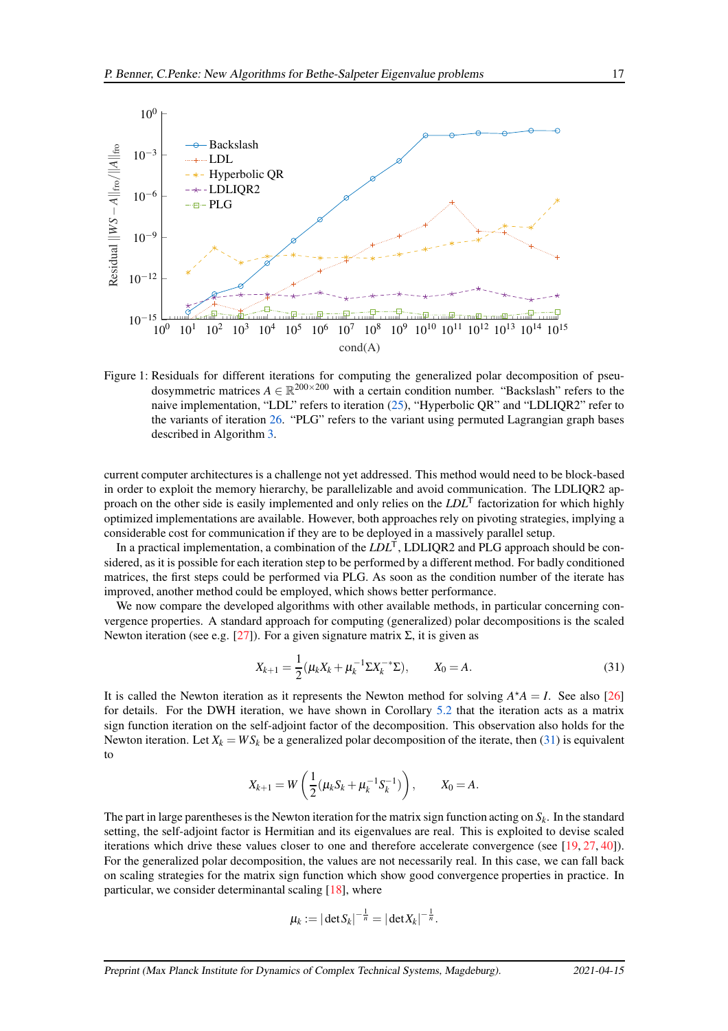Figure 1: Residuals for different iterations for computing the generalized polar decomposition of pseudosymmetric matrices $A \in \mathbb{R}^{200\times 200}$ with a certain condition number. "Backslash" refers to the naive implementation, "LDL" refers to iteration (25), "Hyperbolic QR" and "LDLIQR2" refer to the variants of iteration 26. "PLG" refers to the variant using permuted Lagrangian graph bases described in Algorithm 3.

current computer architectures is a challenge not yet addressed. This method would need to be block-based in order to exploit the memory hierarchy, be parallelizable and avoid communication. The LDLIQR2 approach on the other side is easily implemented and only relies on the $LDL^{\mathsf{T}}$ factorization for which highly optimized implementations are available. However, both approaches rely on pivoting strategies, implying a considerable cost for communication if they are to be deployed in a massively parallel setup.

In a practical implementation, a combination of the $LDL^{\mathsf{T}}$, LDLIQR2 and PLG approach should be considered, as it is possible for each iteration step to be performed by a different method. For badly conditioned matrices, the first steps could be performed via PLG. As soon as the condition number of the iterate has improved, another method could be employed, which shows better performance.

We now compare the developed algorithms with other available methods, in particular concerning convergence properties. A standard approach for computing (generalized) polar decompositions is the scaled Newton iteration (see e.g. [27]). For a given signature matrix $\Sigma$, it is given as

$$X_{k+1} = \frac{1}{2}(\mu_k X_k + \mu_k^{-1} \Sigma X_k^{-*} \Sigma), \qquad X_0 = A. \tag{31}$$

It is called the Newton iteration as it represents the Newton method for solving $A^{\star}A = I$. See also [26] for details. For the DWH iteration, we have shown in Corollary 5.2 that the iteration acts as a matrix sign function iteration on the self-adjoint factor of the decomposition. This observation also holds for the Newton iteration. Let $X_k = WS_k$ be a generalized polar decomposition of the iterate, then (31) is equivalent to

$$X_{k+1} = W\left(\frac{1}{2}(\mu_k S_k + \mu_k^{-1} S_k^{-1})\right), \qquad X_0 = A.$$

The part in large parentheses is the Newton iteration for the matrix sign function acting on $S_k$. In the standard setting, the self-adjoint factor is Hermitian and its eigenvalues are real. This is exploited to devise scaled iterations which drive these values closer to one and therefore accelerate convergence (see [19, 27, 40]). For the generalized polar decomposition, the values are not necessarily real. In this case, we can fall back on scaling strategies for the matrix sign function which show good convergence properties in practice. In particular, we consider determinantal scaling [18], where

$$\mu_k := |\det S_k|^{-\frac{1}{n}} = |\det X_k|^{-\frac{1}{n}}.$$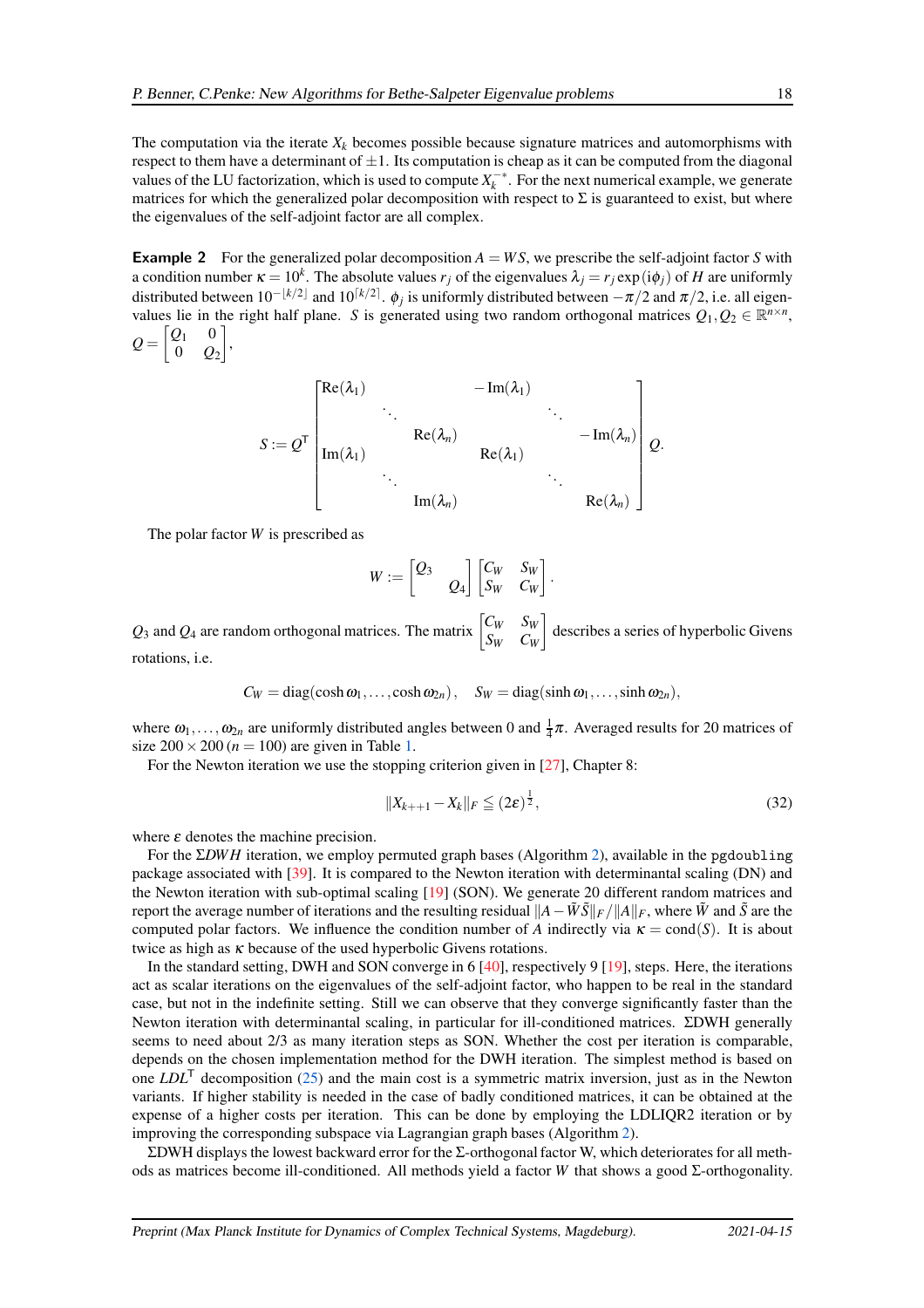The computation via the iterate $X_k$ becomes possible because signature matrices and automorphisms with respect to them have a determinant of $\pm 1$. Its computation is cheap as it can be computed from the diagonal values of the LU factorization, which is used to compute $X_k^{-*}$. For the next numerical example, we generate matrices for which the generalized polar decomposition with respect to $\Sigma$ is guaranteed to exist, but where the eigenvalues of the self-adjoint factor are all complex.

**Example 2** For the generalized polar decomposition $A = WS$, we prescribe the self-adjoint factor $S$ with a condition number $\kappa = 10^k$. The absolute values $r_j$ of the eigenvalues $\lambda_j = r_j \exp(\mathrm{i}\phi_j)$ of $H$ are uniformly distributed between $10^{-\lfloor k/2 \rfloor}$ and $10^{\lceil k/2 \rceil}$. $\phi_j$ is uniformly distributed between $-\pi/2$ and $\pi/2$, i.e. all eigenvalues lie in the right half plane. $S$ is generated using two random orthogonal matrices $Q_1, Q_2 \in \mathbb{R}^{n\times n}$, $Q = \begin{bmatrix} Q_1 & 0 \\ 0 & Q_2 \end{bmatrix}$,

$$
S := Q^{\mathsf{T}} \begin{bmatrix} \mathrm{Re}(\lambda_1) & & & -\mathrm{Im}(\lambda_1) & & \\ & \ddots & & & \ddots & \\ & & \mathrm{Re}(\lambda_n) & & & -\mathrm{Im}(\lambda_n) \\ \mathrm{Im}(\lambda_1) & & & \mathrm{Re}(\lambda_1) & & \\ & \ddots & & & \ddots & \\ & & \mathrm{Im}(\lambda_n) & & & \mathrm{Re}(\lambda_n) \end{bmatrix} Q.
$$

The polar factor $W$ is prescribed as

$$
W := \begin{bmatrix} Q_3 & \\ & Q_4 \end{bmatrix} \begin{bmatrix} C_W & S_W \\ S_W & C_W \end{bmatrix}.
$$

$Q_3$ and $Q_4$ are random orthogonal matrices. The matrix $\begin{bmatrix} C_W & S_W \\ S_W & C_W \end{bmatrix}$ describes a series of hyperbolic Givens rotations, i.e.

$$
C_W = \mathrm{diag}(\cosh \omega_1, \ldots, \cosh \omega_{2n}), \quad S_W = \mathrm{diag}(\sinh \omega_1, \ldots, \sinh \omega_{2n}),
$$

where $\omega_1, \ldots, \omega_{2n}$ are uniformly distributed angles between 0 and $\frac{1}{4}\pi$. Averaged results for 20 matrices of size $200 \times 200$ ($n = 100$) are given in Table 1.

For the Newton iteration we use the stopping criterion given in [27], Chapter 8:

$$
\|X_{k++1} - X_k\|_F \leqq (2\varepsilon)^{\frac{1}{2}}, \tag{32}
$$

where $\varepsilon$ denotes the machine precision.

For the $\Sigma DWH$ iteration, we employ permuted graph bases (Algorithm 2), available in the pgdoubling package associated with [39]. It is compared to the Newton iteration with determinantal scaling (DN) and the Newton iteration with sub-optimal scaling [19] (SON). We generate 20 different random matrices and report the average number of iterations and the resulting residual $\|A - \tilde{W}\tilde{S}\|_F / \|A\|_F$, where $\tilde{W}$ and $\tilde{S}$ are the computed polar factors. We influence the condition number of $A$ indirectly via $\kappa = \mathrm{cond}(S)$. It is about twice as high as $\kappa$ because of the used hyperbolic Givens rotations.

In the standard setting, DWH and SON converge in 6 [40], respectively 9 [19], steps. Here, the iterations act as scalar iterations on the eigenvalues of the self-adjoint factor, who happen to be real in the standard case, but not in the indefinite setting. Still we can observe that they converge significantly faster than the Newton iteration with determinantal scaling, in particular for ill-conditioned matrices. $\Sigma$DWH generally seems to need about 2/3 as many iteration steps as SON. Whether the cost per iteration is comparable, depends on the chosen implementation method for the DWH iteration. The simplest method is based on one $LDL^{\mathsf{T}}$ decomposition (25) and the main cost is a symmetric matrix inversion, just as in the Newton variants. If higher stability is needed in the case of badly conditioned matrices, it can be obtained at the expense of a higher costs per iteration. This can be done by employing the LDLIQR2 iteration or by improving the corresponding subspace via Lagrangian graph bases (Algorithm 2).

$\Sigma$DWH displays the lowest backward error for the $\Sigma$-orthogonal factor W, which deteriorates for all methods as matrices become ill-conditioned. All methods yield a factor $W$ that shows a good $\Sigma$-orthogonality.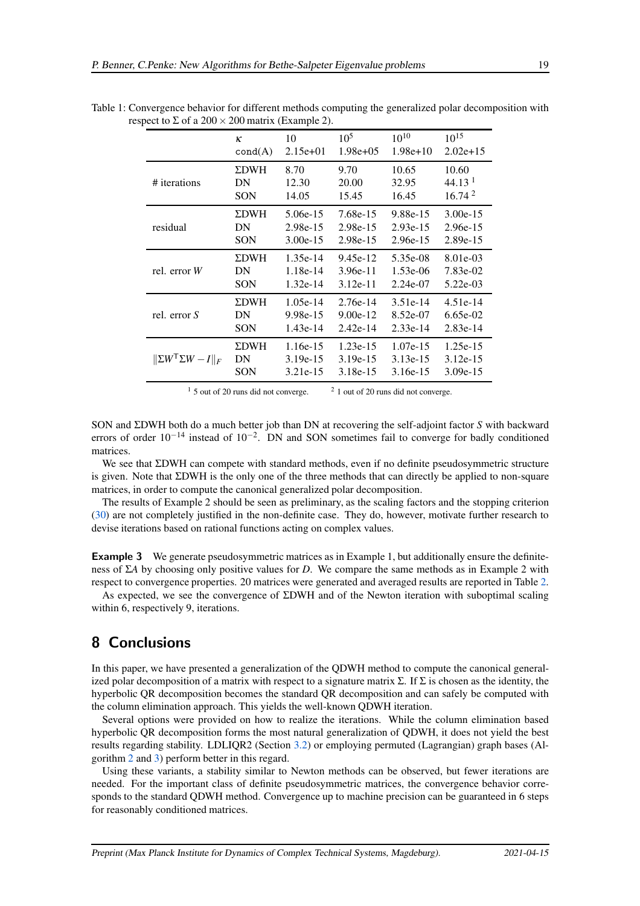Table 1: Convergence behavior for different methods computing the generalized polar decomposition with respect to $\Sigma$ of a $200 \times 200$ matrix (Example 2).

| | $\kappa$ | 10 | $10^5$ | $10^{10}$ | $10^{15}$ |
|---|---|---|---|---|---|
| | `cond(A)` | 2.15e+01 | 1.98e+05 | 1.98e+10 | 2.02e+15 |
| # iterations | ΣDWH | 8.70 | 9.70 | 10.65 | 10.60 |
| | DN | 12.30 | 20.00 | 32.95 | 44.13 [1] |
| | SON | 14.05 | 15.45 | 16.45 | 16.74 [2] |
| residual | ΣDWH | 5.06e-15 | 7.68e-15 | 9.88e-15 | 3.00e-15 |
| | DN | 2.98e-15 | 2.98e-15 | 2.93e-15 | 2.96e-15 |
| | SON | 3.00e-15 | 2.98e-15 | 2.96e-15 | 2.89e-15 |
| rel. error $W$ | ΣDWH | 1.35e-14 | 9.45e-12 | 5.35e-08 | 8.01e-03 |
| | DN | 1.18e-14 | 3.96e-11 | 1.53e-06 | 7.83e-02 |
| | SON | 1.32e-14 | 3.12e-11 | 2.24e-07 | 5.22e-03 |
| rel. error $S$ | ΣDWH | 1.05e-14 | 2.76e-14 | 3.51e-14 | 4.51e-14 |
| | DN | 9.98e-15 | 9.00e-12 | 8.52e-07 | 6.65e-02 |
| | SON | 1.43e-14 | 2.42e-14 | 2.33e-14 | 2.83e-14 |
| $\Vert\Sigma W^\mathsf{T}\Sigma W - I\Vert_F$ | ΣDWH | 1.16e-15 | 1.23e-15 | 1.07e-15 | 1.25e-15 |
| | DN | 3.19e-15 | 3.19e-15 | 3.13e-15 | 3.12e-15 |
| | SON | 3.21e-15 | 3.18e-15 | 3.16e-15 | 3.09e-15 |

[1] 5 out of 20 runs did not converge. [2] 1 out of 20 runs did not converge.

SON and ΣDWH both do a much better job than DN at recovering the self-adjoint factor $S$ with backward errors of order $10^{-14}$ instead of $10^{-2}$. DN and SON sometimes fail to converge for badly conditioned matrices.

We see that ΣDWH can compete with standard methods, even if no definite pseudosymmetric structure is given. Note that ΣDWH is the only one of the three methods that can directly be applied to non-square matrices, in order to compute the canonical generalized polar decomposition.

The results of Example 2 should be seen as preliminary, as the scaling factors and the stopping criterion (30) are not completely justified in the non-definite case. They do, however, motivate further research to devise iterations based on rational functions acting on complex values.

**Example 3** We generate pseudosymmetric matrices as in Example 1, but additionally ensure the definiteness of $\Sigma A$ by choosing only positive values for $D$. We compare the same methods as in Example 2 with respect to convergence properties. 20 matrices were generated and averaged results are reported in Table 2.

As expected, we see the convergence of ΣDWH and of the Newton iteration with suboptimal scaling within 6, respectively 9, iterations.

## 8 Conclusions

In this paper, we have presented a generalization of the QDWH method to compute the canonical generalized polar decomposition of a matrix with respect to a signature matrix $\Sigma$. If $\Sigma$ is chosen as the identity, the hyperbolic QR decomposition becomes the standard QR decomposition and can safely be computed with the column elimination approach. This yields the well-known QDWH iteration.

Several options were provided on how to realize the iterations. While the column elimination based hyperbolic QR decomposition forms the most natural generalization of QDWH, it does not yield the best results regarding stability. LDLIQR2 (Section 3.2) or employing permuted (Lagrangian) graph bases (Algorithm 2 and 3) perform better in this regard.

Using these variants, a stability similar to Newton methods can be observed, but fewer iterations are needed. For the important class of definite pseudosymmetric matrices, the convergence behavior corresponds to the standard QDWH method. Convergence up to machine precision can be guaranteed in 6 steps for reasonably conditioned matrices.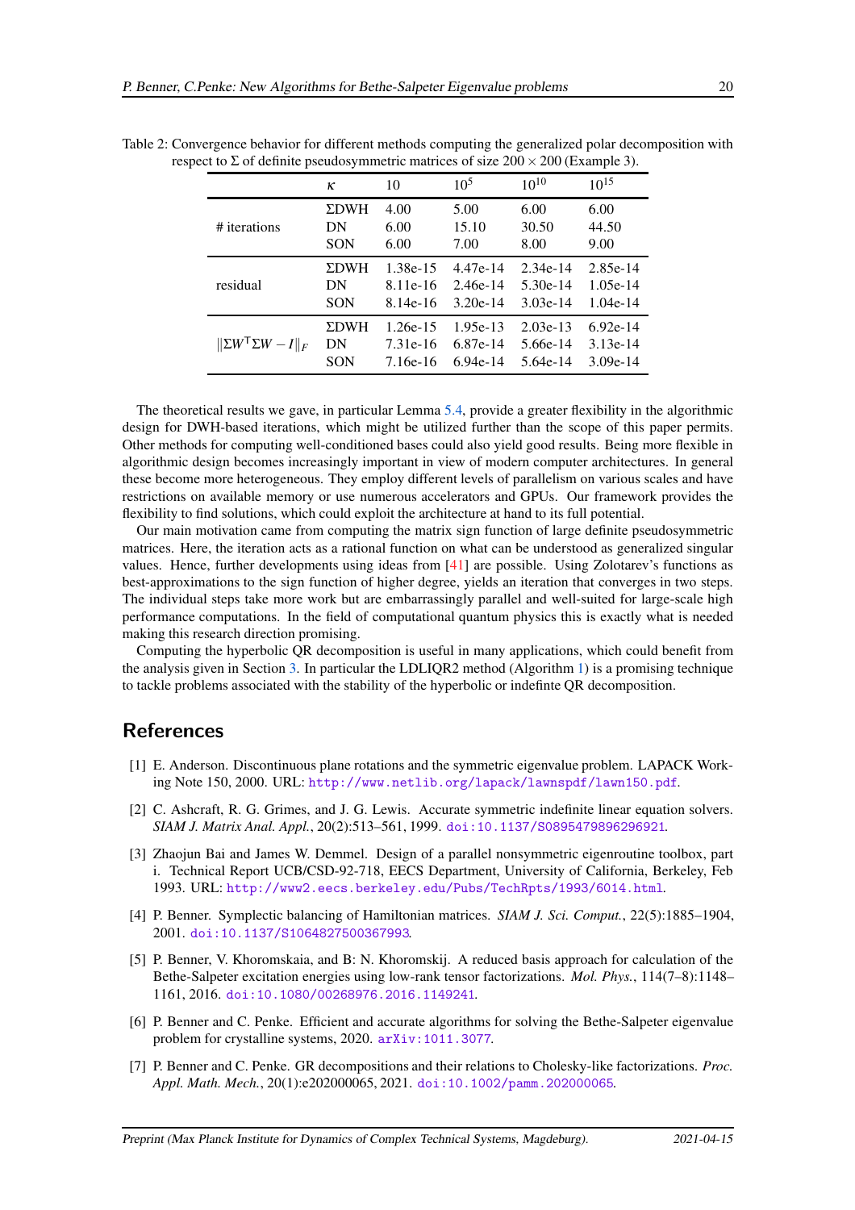Table 2: Convergence behavior for different methods computing the generalized polar decomposition with respect to $\Sigma$ of definite pseudosymmetric matrices of size $200 \times 200$ (Example 3).

| | $\kappa$ | 10 | $10^5$ | $10^{10}$ | $10^{15}$ |
|---|---|---|---|---|---|
| # iterations | ΣDWH | 4.00 | 5.00 | 6.00 | 6.00 |
| | DN | 6.00 | 15.10 | 30.50 | 44.50 |
| | SON | 6.00 | 7.00 | 8.00 | 9.00 |
| residual | ΣDWH | 1.38e-15 | 4.47e-14 | 2.34e-14 | 2.85e-14 |
| | DN | 8.11e-16 | 2.46e-14 | 5.30e-14 | 1.05e-14 |
| | SON | 8.14e-16 | 3.20e-14 | 3.03e-14 | 1.04e-14 |
| $\Vert\Sigma W^{\mathsf{T}}\Sigma W - I\Vert_F$ | ΣDWH | 1.26e-15 | 1.95e-13 | 2.03e-13 | 6.92e-14 |
| | DN | 7.31e-16 | 6.87e-14 | 5.66e-14 | 3.13e-14 |
| | SON | 7.16e-16 | 6.94e-14 | 5.64e-14 | 3.09e-14 |

The theoretical results we gave, in particular Lemma 5.4, provide a greater flexibility in the algorithmic design for DWH-based iterations, which might be utilized further than the scope of this paper permits. Other methods for computing well-conditioned bases could also yield good results. Being more flexible in algorithmic design becomes increasingly important in view of modern computer architectures. In general these become more heterogeneous. They employ different levels of parallelism on various scales and have restrictions on available memory or use numerous accelerators and GPUs. Our framework provides the flexibility to find solutions, which could exploit the architecture at hand to its full potential.

Our main motivation came from computing the matrix sign function of large definite pseudosymmetric matrices. Here, the iteration acts as a rational function on what can be understood as generalized singular values. Hence, further developments using ideas from [41] are possible. Using Zolotarev's functions as best-approximations to the sign function of higher degree, yields an iteration that converges in two steps. The individual steps take more work but are embarrassingly parallel and well-suited for large-scale high performance computations. In the field of computational quantum physics this is exactly what is needed making this research direction promising.

Computing the hyperbolic QR decomposition is useful in many applications, which could benefit from the analysis given in Section 3. In particular the LDLIQR2 method (Algorithm 1) is a promising technique to tackle problems associated with the stability of the hyperbolic or indefinte QR decomposition.

## References

[1] E. Anderson. Discontinuous plane rotations and the symmetric eigenvalue problem. LAPACK Working Note 150, 2000. URL: http://www.netlib.org/lapack/lawnspdf/lawn150.pdf.

[2] C. Ashcraft, R. G. Grimes, and J. G. Lewis. Accurate symmetric indefinite linear equation solvers. *SIAM J. Matrix Anal. Appl.*, 20(2):513–561, 1999. doi:10.1137/S0895479896296921.

[3] Zhaojun Bai and James W. Demmel. Design of a parallel nonsymmetric eigenroutine toolbox, part i. Technical Report UCB/CSD-92-718, EECS Department, University of California, Berkeley, Feb 1993. URL: http://www2.eecs.berkeley.edu/Pubs/TechRpts/1993/6014.html.

[4] P. Benner. Symplectic balancing of Hamiltonian matrices. *SIAM J. Sci. Comput.*, 22(5):1885–1904, 2001. doi:10.1137/S1064827500367993.

[5] P. Benner, V. Khoromskaia, and B: N. Khoromskij. A reduced basis approach for calculation of the Bethe-Salpeter excitation energies using low-rank tensor factorizations. *Mol. Phys.*, 114(7–8):1148–1161, 2016. doi:10.1080/00268976.2016.1149241.

[6] P. Benner and C. Penke. Efficient and accurate algorithms for solving the Bethe-Salpeter eigenvalue problem for crystalline systems, 2020. arXiv:1011.3077.

[7] P. Benner and C. Penke. GR decompositions and their relations to Cholesky-like factorizations. *Proc. Appl. Math. Mech.*, 20(1):e202000065, 2021. doi:10.1002/pamm.202000065.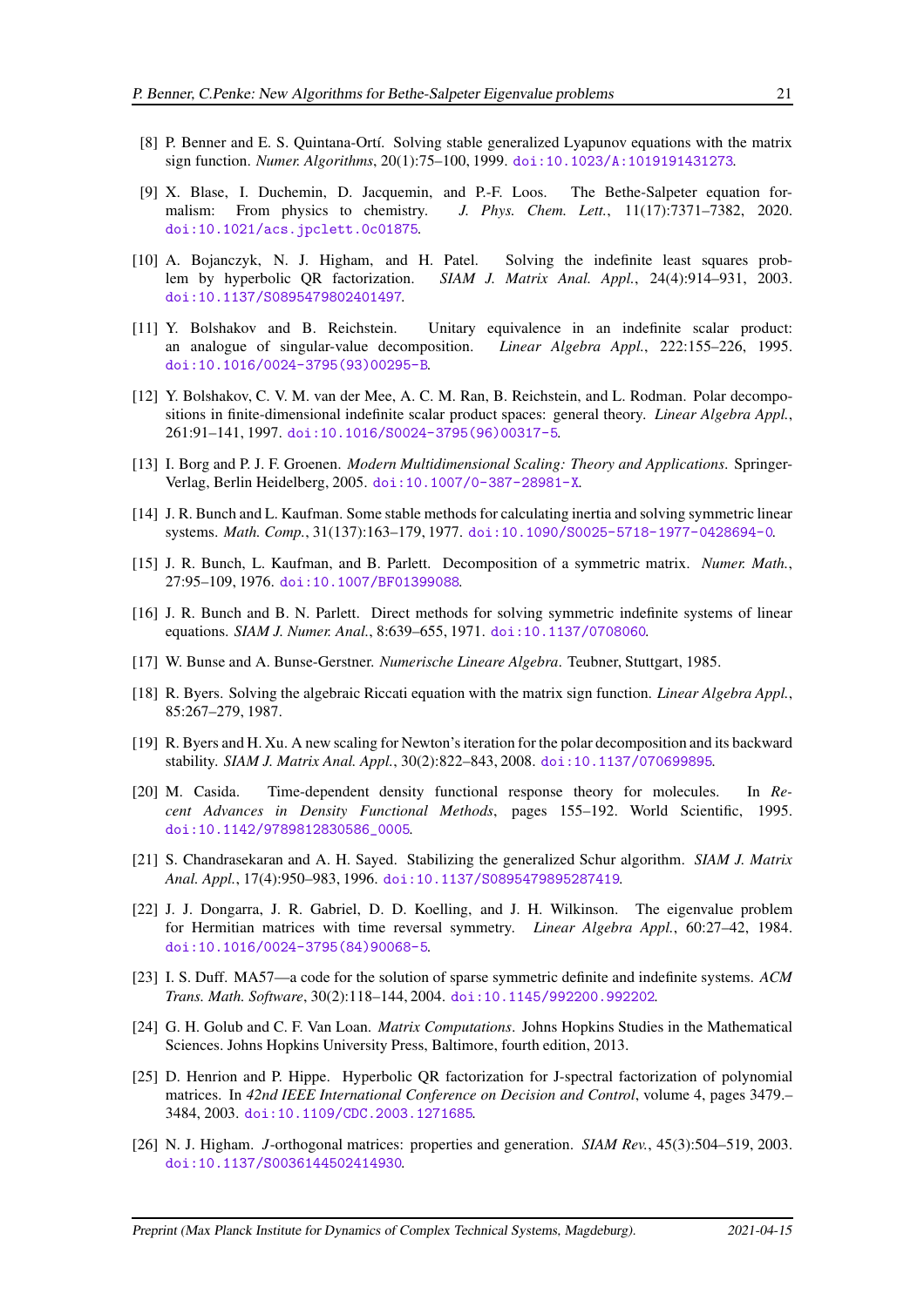[8] P. Benner and E. S. Quintana-Ortí. Solving stable generalized Lyapunov equations with the matrix sign function. *Numer. Algorithms*, 20(1):75–100, 1999. doi:10.1023/A:1019191431273.

[9] X. Blase, I. Duchemin, D. Jacquemin, and P.-F. Loos. The Bethe-Salpeter equation formalism: From physics to chemistry. *J. Phys. Chem. Lett.*, 11(17):7371–7382, 2020. doi:10.1021/acs.jpclett.0c01875.

[10] A. Bojanczyk, N. J. Higham, and H. Patel. Solving the indefinite least squares problem by hyperbolic QR factorization. *SIAM J. Matrix Anal. Appl.*, 24(4):914–931, 2003. doi:10.1137/S0895479802401497.

[11] Y. Bolshakov and B. Reichstein. Unitary equivalence in an indefinite scalar product: an analogue of singular-value decomposition. *Linear Algebra Appl.*, 222:155–226, 1995. doi:10.1016/0024-3795(93)00295-B.

[12] Y. Bolshakov, C. V. M. van der Mee, A. C. M. Ran, B. Reichstein, and L. Rodman. Polar decompositions in finite-dimensional indefinite scalar product spaces: general theory. *Linear Algebra Appl.*, 261:91–141, 1997. doi:10.1016/S0024-3795(96)00317-5.

[13] I. Borg and P. J. F. Groenen. *Modern Multidimensional Scaling: Theory and Applications*. Springer-Verlag, Berlin Heidelberg, 2005. doi:10.1007/0-387-28981-X.

[14] J. R. Bunch and L. Kaufman. Some stable methods for calculating inertia and solving symmetric linear systems. *Math. Comp.*, 31(137):163–179, 1977. doi:10.1090/S0025-5718-1977-0428694-0.

[15] J. R. Bunch, L. Kaufman, and B. Parlett. Decomposition of a symmetric matrix. *Numer. Math.*, 27:95–109, 1976. doi:10.1007/BF01399088.

[16] J. R. Bunch and B. N. Parlett. Direct methods for solving symmetric indefinite systems of linear equations. *SIAM J. Numer. Anal.*, 8:639–655, 1971. doi:10.1137/0708060.

[17] W. Bunse and A. Bunse-Gerstner. *Numerische Lineare Algebra*. Teubner, Stuttgart, 1985.

[18] R. Byers. Solving the algebraic Riccati equation with the matrix sign function. *Linear Algebra Appl.*, 85:267–279, 1987.

[19] R. Byers and H. Xu. A new scaling for Newton's iteration for the polar decomposition and its backward stability. *SIAM J. Matrix Anal. Appl.*, 30(2):822–843, 2008. doi:10.1137/070699895.

[20] M. Casida. Time-dependent density functional response theory for molecules. In *Recent Advances in Density Functional Methods*, pages 155–192. World Scientific, 1995. doi:10.1142/9789812830586_0005.

[21] S. Chandrasekaran and A. H. Sayed. Stabilizing the generalized Schur algorithm. *SIAM J. Matrix Anal. Appl.*, 17(4):950–983, 1996. doi:10.1137/S0895479895287419.

[22] J. J. Dongarra, J. R. Gabriel, D. D. Koelling, and J. H. Wilkinson. The eigenvalue problem for Hermitian matrices with time reversal symmetry. *Linear Algebra Appl.*, 60:27–42, 1984. doi:10.1016/0024-3795(84)90068-5.

[23] I. S. Duff. MA57—a code for the solution of sparse symmetric definite and indefinite systems. *ACM Trans. Math. Software*, 30(2):118–144, 2004. doi:10.1145/992200.992202.

[24] G. H. Golub and C. F. Van Loan. *Matrix Computations*. Johns Hopkins Studies in the Mathematical Sciences. Johns Hopkins University Press, Baltimore, fourth edition, 2013.

[25] D. Henrion and P. Hippe. Hyperbolic QR factorization for J-spectral factorization of polynomial matrices. In *42nd IEEE International Conference on Decision and Control*, volume 4, pages 3479.–3484, 2003. doi:10.1109/CDC.2003.1271685.

[26] N. J. Higham. $J$-orthogonal matrices: properties and generation. *SIAM Rev.*, 45(3):504–519, 2003. doi:10.1137/S0036144502414930.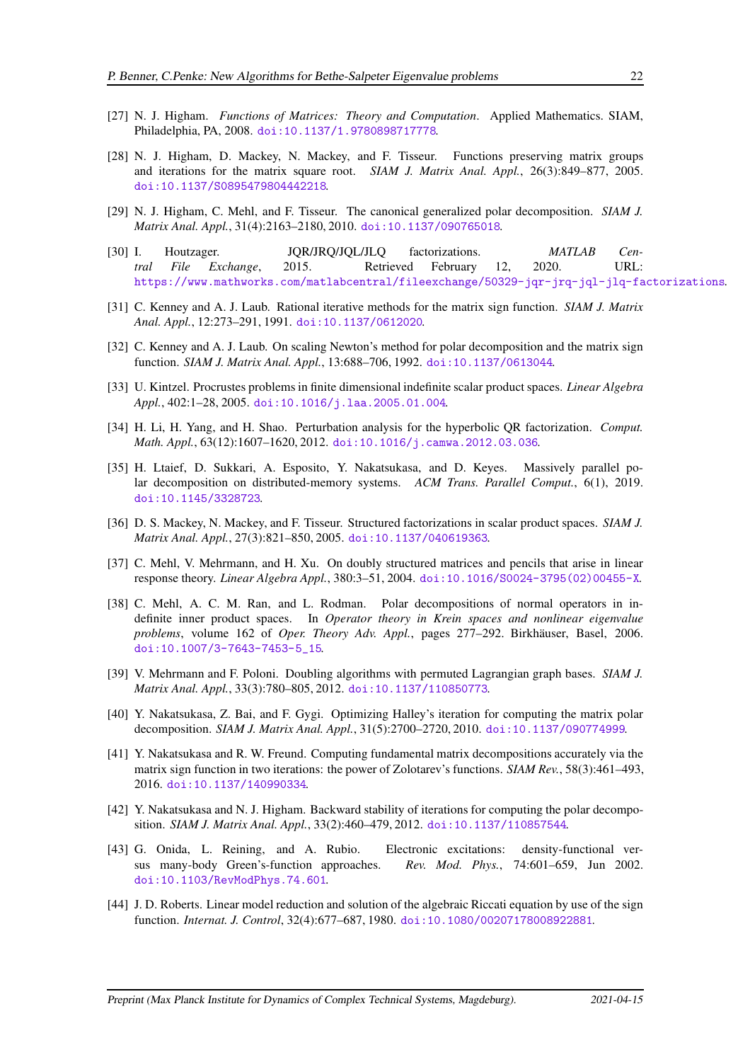[27] N. J. Higham. *Functions of Matrices: Theory and Computation*. Applied Mathematics. SIAM, Philadelphia, PA, 2008. doi:10.1137/1.9780898717778.

[28] N. J. Higham, D. Mackey, N. Mackey, and F. Tisseur. Functions preserving matrix groups and iterations for the matrix square root. *SIAM J. Matrix Anal. Appl.*, 26(3):849–877, 2005. doi:10.1137/S0895479804442218.

[29] N. J. Higham, C. Mehl, and F. Tisseur. The canonical generalized polar decomposition. *SIAM J. Matrix Anal. Appl.*, 31(4):2163–2180, 2010. doi:10.1137/090765018.

[30] I. Houtzager. JQR/JRQ/JQL/JLQ factorizations. *MATLAB Central File Exchange*, 2015. Retrieved February 12, 2020. URL: https://www.mathworks.com/matlabcentral/fileexchange/50329-jqr-jrq-jql-jlq-factorizations.

[31] C. Kenney and A. J. Laub. Rational iterative methods for the matrix sign function. *SIAM J. Matrix Anal. Appl.*, 12:273–291, 1991. doi:10.1137/0612020.

[32] C. Kenney and A. J. Laub. On scaling Newton's method for polar decomposition and the matrix sign function. *SIAM J. Matrix Anal. Appl.*, 13:688–706, 1992. doi:10.1137/0613044.

[33] U. Kintzel. Procrustes problems in finite dimensional indefinite scalar product spaces. *Linear Algebra Appl.*, 402:1–28, 2005. doi:10.1016/j.laa.2005.01.004.

[34] H. Li, H. Yang, and H. Shao. Perturbation analysis for the hyperbolic QR factorization. *Comput. Math. Appl.*, 63(12):1607–1620, 2012. doi:10.1016/j.camwa.2012.03.036.

[35] H. Ltaief, D. Sukkari, A. Esposito, Y. Nakatsukasa, and D. Keyes. Massively parallel polar decomposition on distributed-memory systems. *ACM Trans. Parallel Comput.*, 6(1), 2019. doi:10.1145/3328723.

[36] D. S. Mackey, N. Mackey, and F. Tisseur. Structured factorizations in scalar product spaces. *SIAM J. Matrix Anal. Appl.*, 27(3):821–850, 2005. doi:10.1137/040619363.

[37] C. Mehl, V. Mehrmann, and H. Xu. On doubly structured matrices and pencils that arise in linear response theory. *Linear Algebra Appl.*, 380:3–51, 2004. doi:10.1016/S0024-3795(02)00455-X.

[38] C. Mehl, A. C. M. Ran, and L. Rodman. Polar decompositions of normal operators in indefinite inner product spaces. In *Operator theory in Krein spaces and nonlinear eigenvalue problems*, volume 162 of *Oper. Theory Adv. Appl.*, pages 277–292. Birkhäuser, Basel, 2006. doi:10.1007/3-7643-7453-5_15.

[39] V. Mehrmann and F. Poloni. Doubling algorithms with permuted Lagrangian graph bases. *SIAM J. Matrix Anal. Appl.*, 33(3):780–805, 2012. doi:10.1137/110850773.

[40] Y. Nakatsukasa, Z. Bai, and F. Gygi. Optimizing Halley's iteration for computing the matrix polar decomposition. *SIAM J. Matrix Anal. Appl.*, 31(5):2700–2720, 2010. doi:10.1137/090774999.

[41] Y. Nakatsukasa and R. W. Freund. Computing fundamental matrix decompositions accurately via the matrix sign function in two iterations: the power of Zolotarev's functions. *SIAM Rev.*, 58(3):461–493, 2016. doi:10.1137/140990334.

[42] Y. Nakatsukasa and N. J. Higham. Backward stability of iterations for computing the polar decomposition. *SIAM J. Matrix Anal. Appl.*, 33(2):460–479, 2012. doi:10.1137/110857544.

[43] G. Onida, L. Reining, and A. Rubio. Electronic excitations: density-functional versus many-body Green's-function approaches. *Rev. Mod. Phys.*, 74:601–659, Jun 2002. doi:10.1103/RevModPhys.74.601.

[44] J. D. Roberts. Linear model reduction and solution of the algebraic Riccati equation by use of the sign function. *Internat. J. Control*, 32(4):677–687, 1980. doi:10.1080/00207178008922881.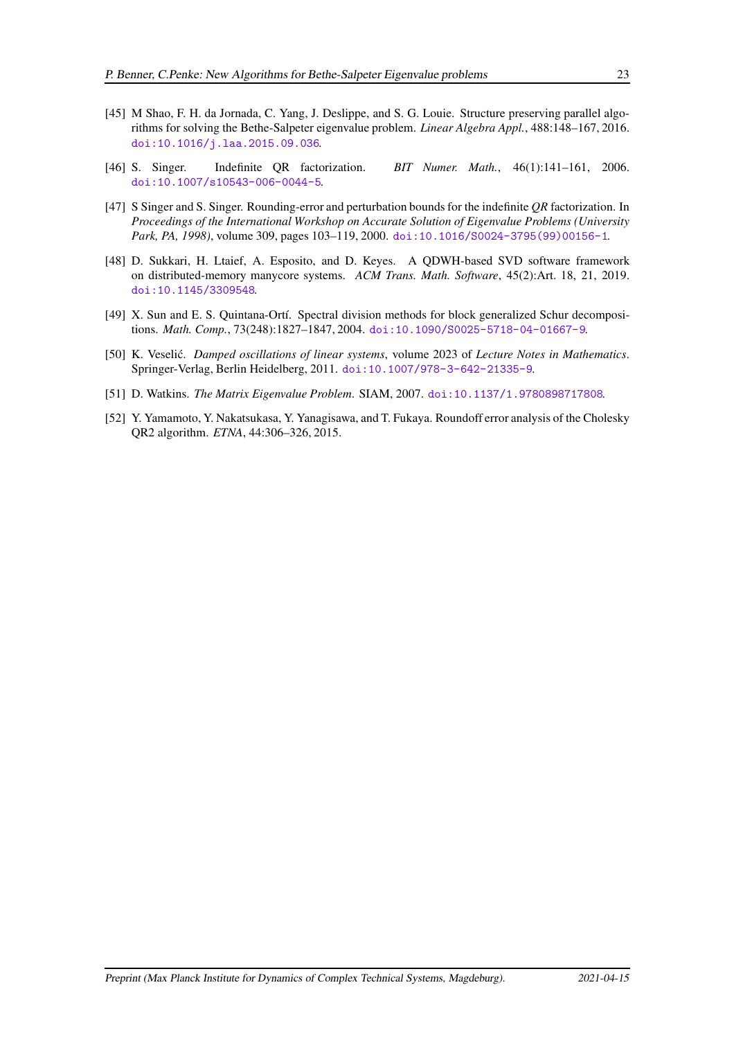[45] M Shao, F. H. da Jornada, C. Yang, J. Deslippe, and S. G. Louie. Structure preserving parallel algorithms for solving the Bethe-Salpeter eigenvalue problem. *Linear Algebra Appl.*, 488:148–167, 2016. doi:10.1016/j.laa.2015.09.036.

[46] S. Singer. Indefinite QR factorization. *BIT Numer. Math.*, 46(1):141–161, 2006. doi:10.1007/s10543-006-0044-5.

[47] S Singer and S. Singer. Rounding-error and perturbation bounds for the indefinite *QR* factorization. In *Proceedings of the International Workshop on Accurate Solution of Eigenvalue Problems (University Park, PA, 1998)*, volume 309, pages 103–119, 2000. doi:10.1016/S0024-3795(99)00156-1.

[48] D. Sukkari, H. Ltaief, A. Esposito, and D. Keyes. A QDWH-based SVD software framework on distributed-memory manycore systems. *ACM Trans. Math. Software*, 45(2):Art. 18, 21, 2019. doi:10.1145/3309548.

[49] X. Sun and E. S. Quintana-Ortí. Spectral division methods for block generalized Schur decompositions. *Math. Comp.*, 73(248):1827–1847, 2004. doi:10.1090/S0025-5718-04-01667-9.

[50] K. Veselić. *Damped oscillations of linear systems*, volume 2023 of *Lecture Notes in Mathematics*. Springer-Verlag, Berlin Heidelberg, 2011. doi:10.1007/978-3-642-21335-9.

[51] D. Watkins. *The Matrix Eigenvalue Problem*. SIAM, 2007. doi:10.1137/1.9780898717808.

[52] Y. Yamamoto, Y. Nakatsukasa, Y. Yanagisawa, and T. Fukaya. Roundoff error analysis of the Cholesky QR2 algorithm. *ETNA*, 44:306–326, 2015.